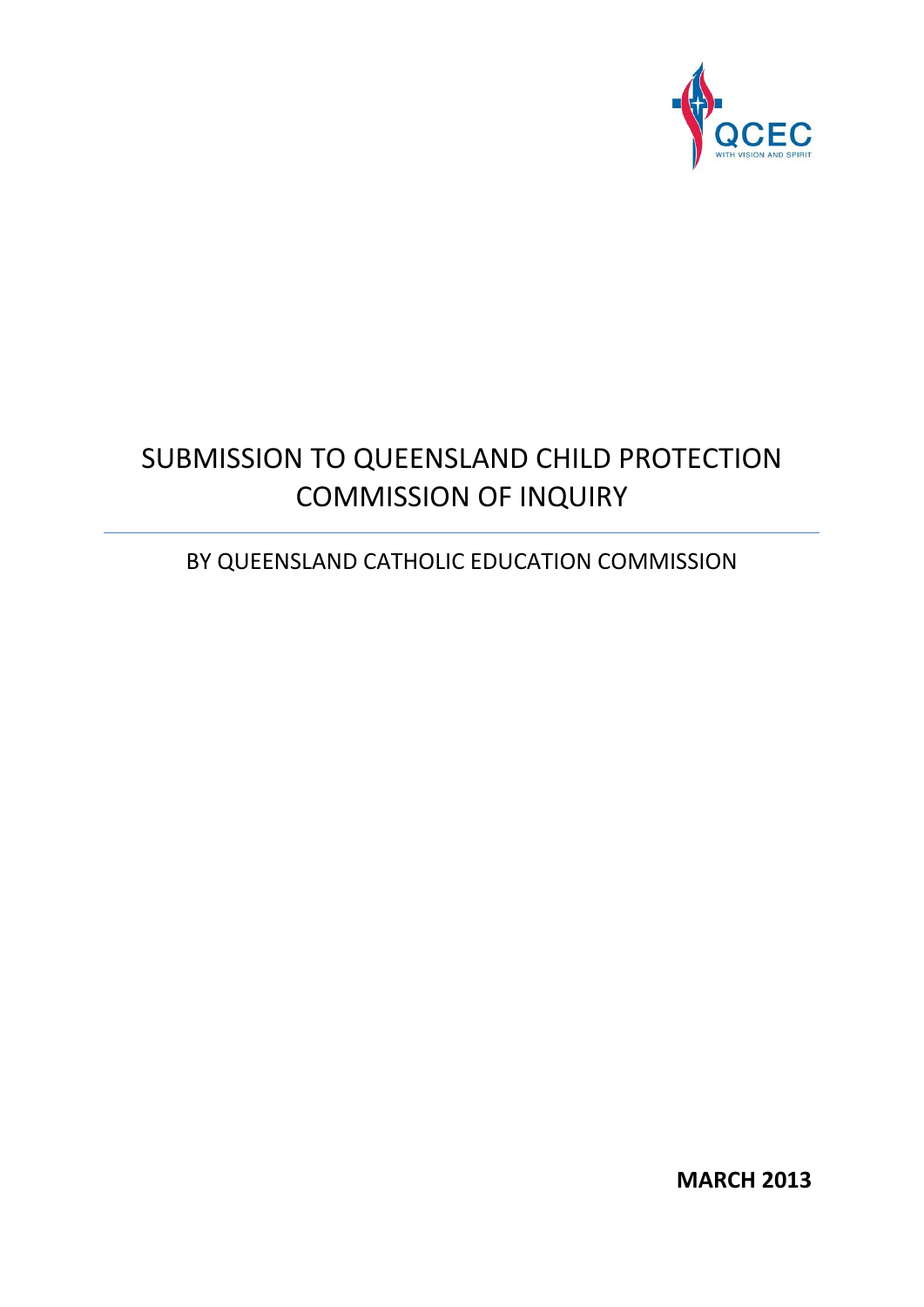QCEC

WITH VISION AND SPIRIT

# SUBMISSION TO QUEENSLAND CHILD PROTECTION COMMISSION OF INQUIRY

---

## BY QUEENSLAND CATHOLIC EDUCATION COMMISSION

**MARCH 2013**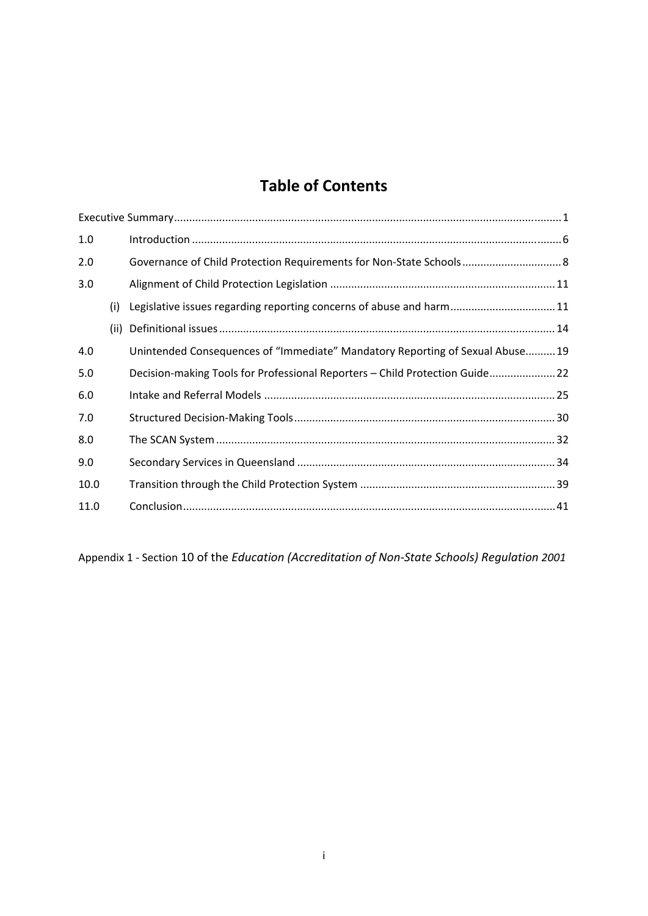# Table of Contents

| | | | |
|---|---|---|---|
| Executive Summary | | | 1 |
| 1.0 | | Introduction | 6 |
| 2.0 | | Governance of Child Protection Requirements for Non-State Schools | 8 |
| 3.0 | | Alignment of Child Protection Legislation | 11 |
| | (i) | Legislative issues regarding reporting concerns of abuse and harm | 11 |
| | (ii) | Definitional issues | 14 |
| 4.0 | | Unintended Consequences of "Immediate" Mandatory Reporting of Sexual Abuse | 19 |
| 5.0 | | Decision-making Tools for Professional Reporters – Child Protection Guide | 22 |
| 6.0 | | Intake and Referral Models | 25 |
| 7.0 | | Structured Decision-Making Tools | 30 |
| 8.0 | | The SCAN System | 32 |
| 9.0 | | Secondary Services in Queensland | 34 |
| 10.0 | | Transition through the Child Protection System | 39 |
| 11.0 | | Conclusion | 41 |

Appendix 1 - Section 10 of the *Education (Accreditation of Non-State Schools) Regulation 2001*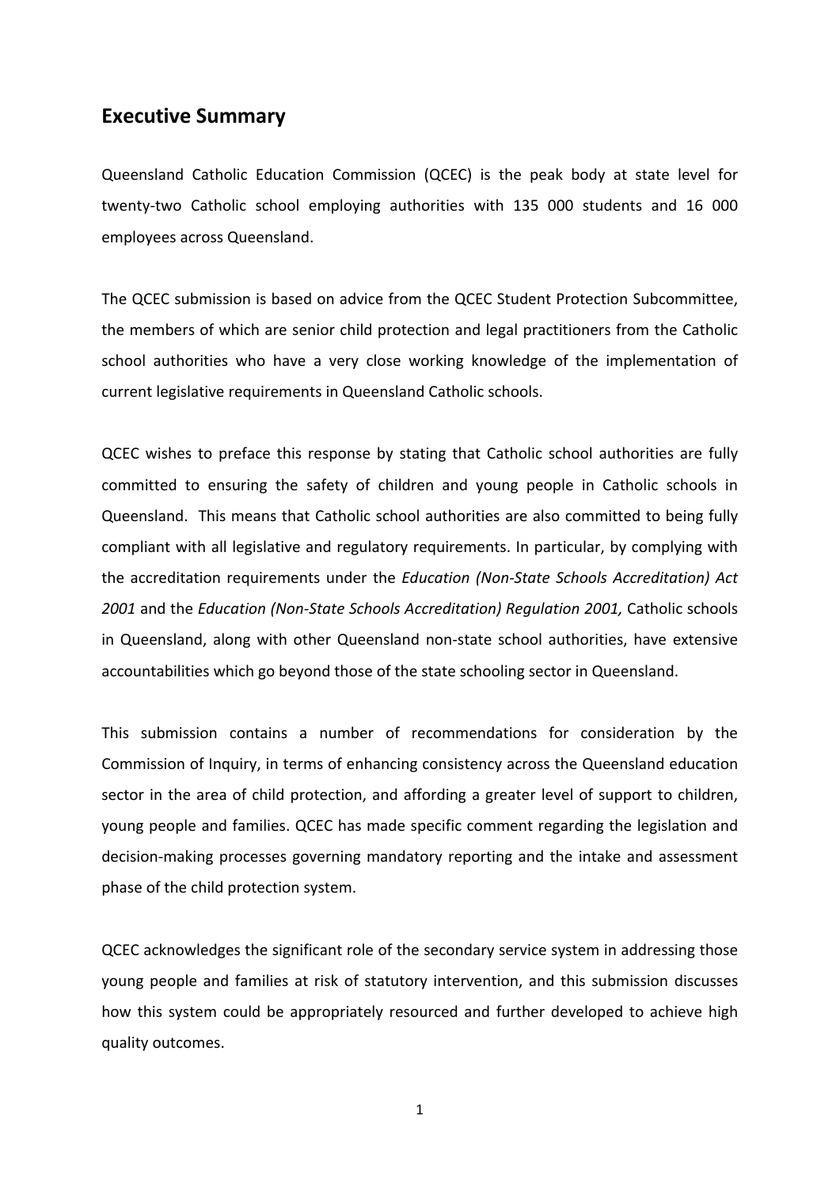## Executive Summary

Queensland Catholic Education Commission (QCEC) is the peak body at state level for twenty-two Catholic school employing authorities with 135 000 students and 16 000 employees across Queensland.

The QCEC submission is based on advice from the QCEC Student Protection Subcommittee, the members of which are senior child protection and legal practitioners from the Catholic school authorities who have a very close working knowledge of the implementation of current legislative requirements in Queensland Catholic schools.

QCEC wishes to preface this response by stating that Catholic school authorities are fully committed to ensuring the safety of children and young people in Catholic schools in Queensland. This means that Catholic school authorities are also committed to being fully compliant with all legislative and regulatory requirements. In particular, by complying with the accreditation requirements under the *Education (Non-State Schools Accreditation) Act 2001* and the *Education (Non-State Schools Accreditation) Regulation 2001,* Catholic schools in Queensland, along with other Queensland non-state school authorities, have extensive accountabilities which go beyond those of the state schooling sector in Queensland.

This submission contains a number of recommendations for consideration by the Commission of Inquiry, in terms of enhancing consistency across the Queensland education sector in the area of child protection, and affording a greater level of support to children, young people and families. QCEC has made specific comment regarding the legislation and decision-making processes governing mandatory reporting and the intake and assessment phase of the child protection system.

QCEC acknowledges the significant role of the secondary service system in addressing those young people and families at risk of statutory intervention, and this submission discusses how this system could be appropriately resourced and further developed to achieve high quality outcomes.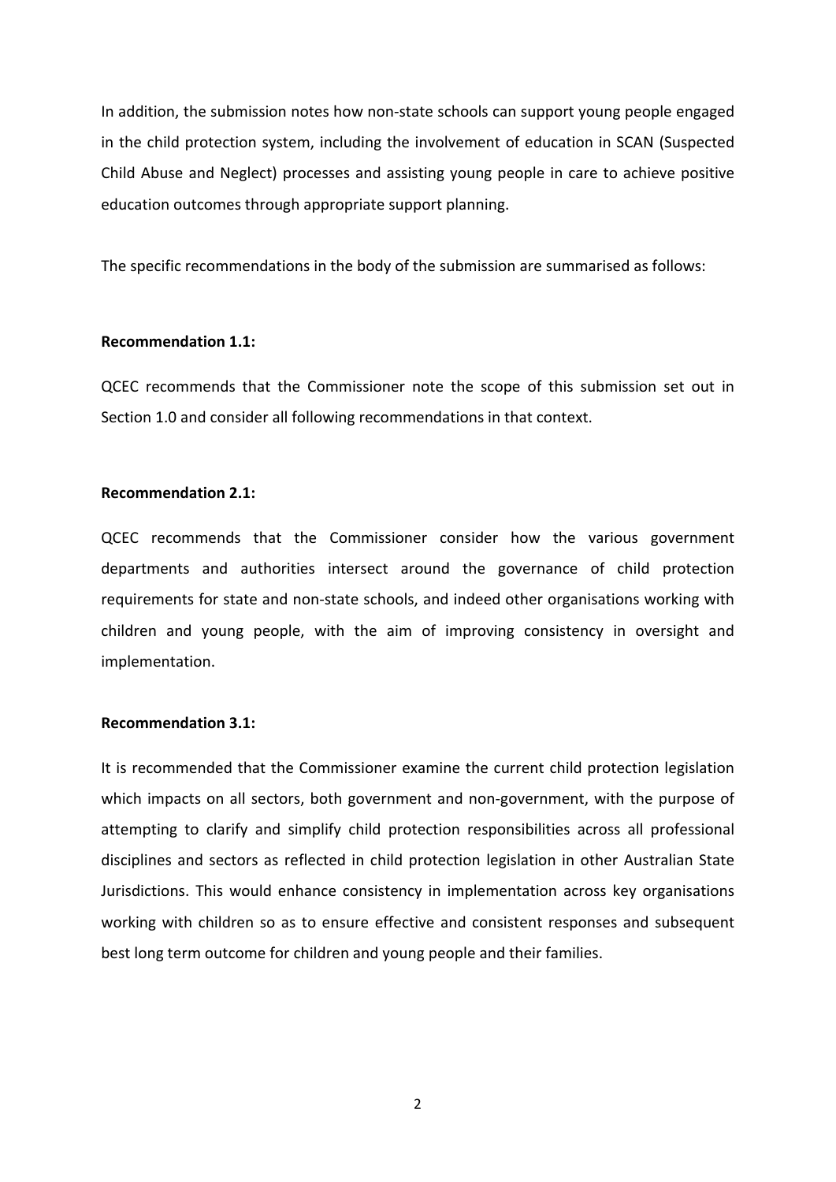In addition, the submission notes how non-state schools can support young people engaged in the child protection system, including the involvement of education in SCAN (Suspected Child Abuse and Neglect) processes and assisting young people in care to achieve positive education outcomes through appropriate support planning.

The specific recommendations in the body of the submission are summarised as follows:

**Recommendation 1.1:**

QCEC recommends that the Commissioner note the scope of this submission set out in Section 1.0 and consider all following recommendations in that context.

**Recommendation 2.1:**

QCEC recommends that the Commissioner consider how the various government departments and authorities intersect around the governance of child protection requirements for state and non-state schools, and indeed other organisations working with children and young people, with the aim of improving consistency in oversight and implementation.

**Recommendation 3.1:**

It is recommended that the Commissioner examine the current child protection legislation which impacts on all sectors, both government and non-government, with the purpose of attempting to clarify and simplify child protection responsibilities across all professional disciplines and sectors as reflected in child protection legislation in other Australian State Jurisdictions. This would enhance consistency in implementation across key organisations working with children so as to ensure effective and consistent responses and subsequent best long term outcome for children and young people and their families.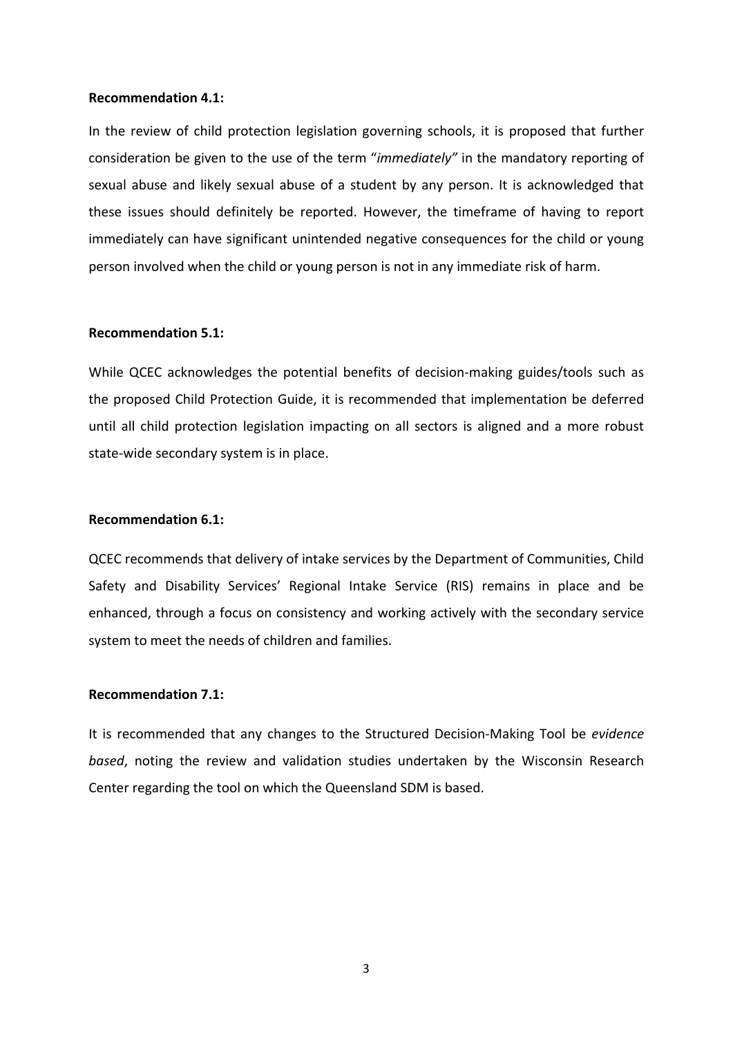**Recommendation 4.1:**

In the review of child protection legislation governing schools, it is proposed that further consideration be given to the use of the term "*immediately"* in the mandatory reporting of sexual abuse and likely sexual abuse of a student by any person. It is acknowledged that these issues should definitely be reported. However, the timeframe of having to report immediately can have significant unintended negative consequences for the child or young person involved when the child or young person is not in any immediate risk of harm.

**Recommendation 5.1:**

While QCEC acknowledges the potential benefits of decision-making guides/tools such as the proposed Child Protection Guide, it is recommended that implementation be deferred until all child protection legislation impacting on all sectors is aligned and a more robust state-wide secondary system is in place.

**Recommendation 6.1:**

QCEC recommends that delivery of intake services by the Department of Communities, Child Safety and Disability Services' Regional Intake Service (RIS) remains in place and be enhanced, through a focus on consistency and working actively with the secondary service system to meet the needs of children and families.

**Recommendation 7.1:**

It is recommended that any changes to the Structured Decision-Making Tool be *evidence based*, noting the review and validation studies undertaken by the Wisconsin Research Center regarding the tool on which the Queensland SDM is based.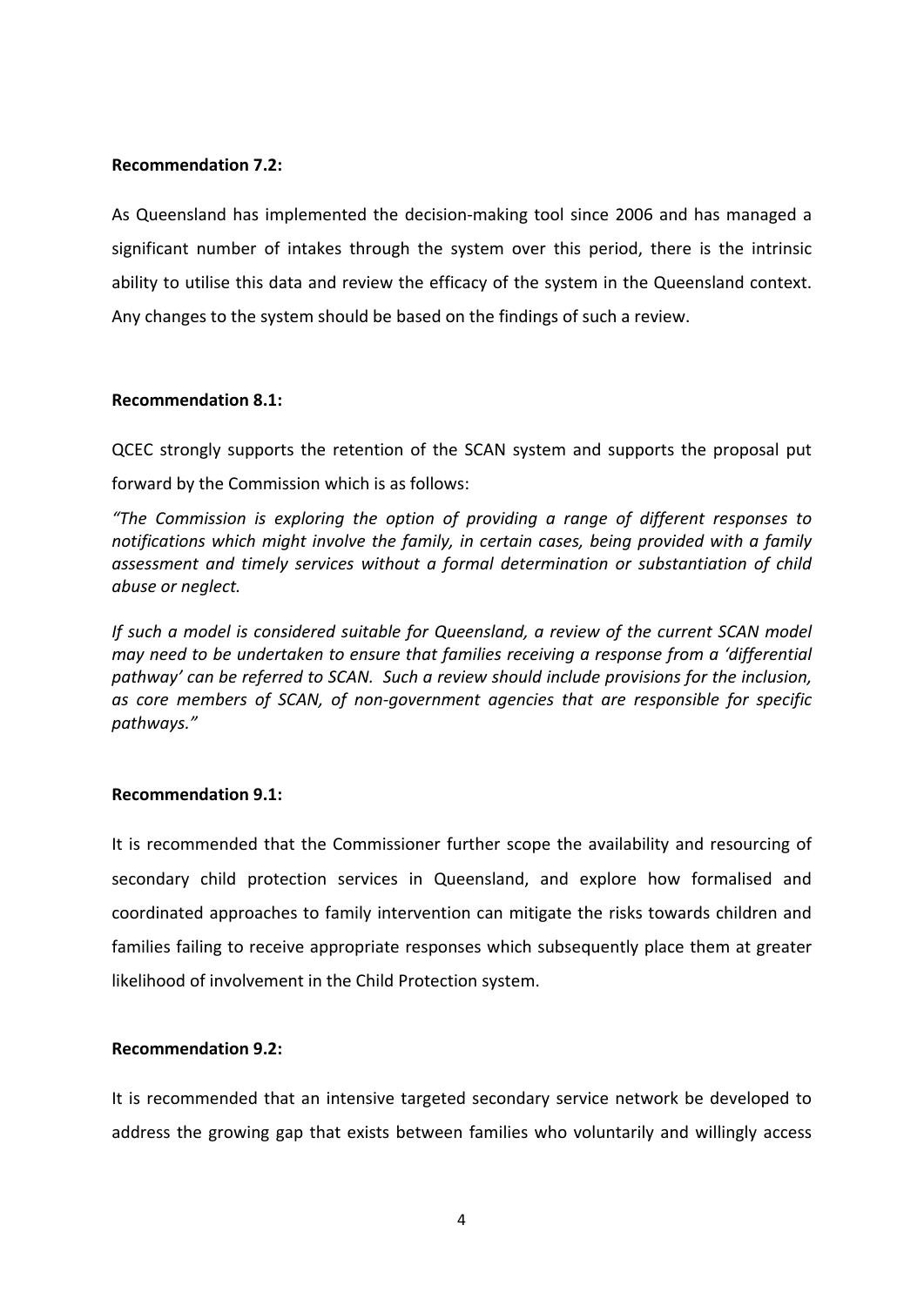**Recommendation 7.2:**

As Queensland has implemented the decision-making tool since 2006 and has managed a significant number of intakes through the system over this period, there is the intrinsic ability to utilise this data and review the efficacy of the system in the Queensland context. Any changes to the system should be based on the findings of such a review.

**Recommendation 8.1:**

QCEC strongly supports the retention of the SCAN system and supports the proposal put forward by the Commission which is as follows:

*"The Commission is exploring the option of providing a range of different responses to notifications which might involve the family, in certain cases, being provided with a family assessment and timely services without a formal determination or substantiation of child abuse or neglect.*

*If such a model is considered suitable for Queensland, a review of the current SCAN model may need to be undertaken to ensure that families receiving a response from a 'differential pathway' can be referred to SCAN. Such a review should include provisions for the inclusion, as core members of SCAN, of non-government agencies that are responsible for specific pathways."*

**Recommendation 9.1:**

It is recommended that the Commissioner further scope the availability and resourcing of secondary child protection services in Queensland, and explore how formalised and coordinated approaches to family intervention can mitigate the risks towards children and families failing to receive appropriate responses which subsequently place them at greater likelihood of involvement in the Child Protection system.

**Recommendation 9.2:**

It is recommended that an intensive targeted secondary service network be developed to address the growing gap that exists between families who voluntarily and willingly access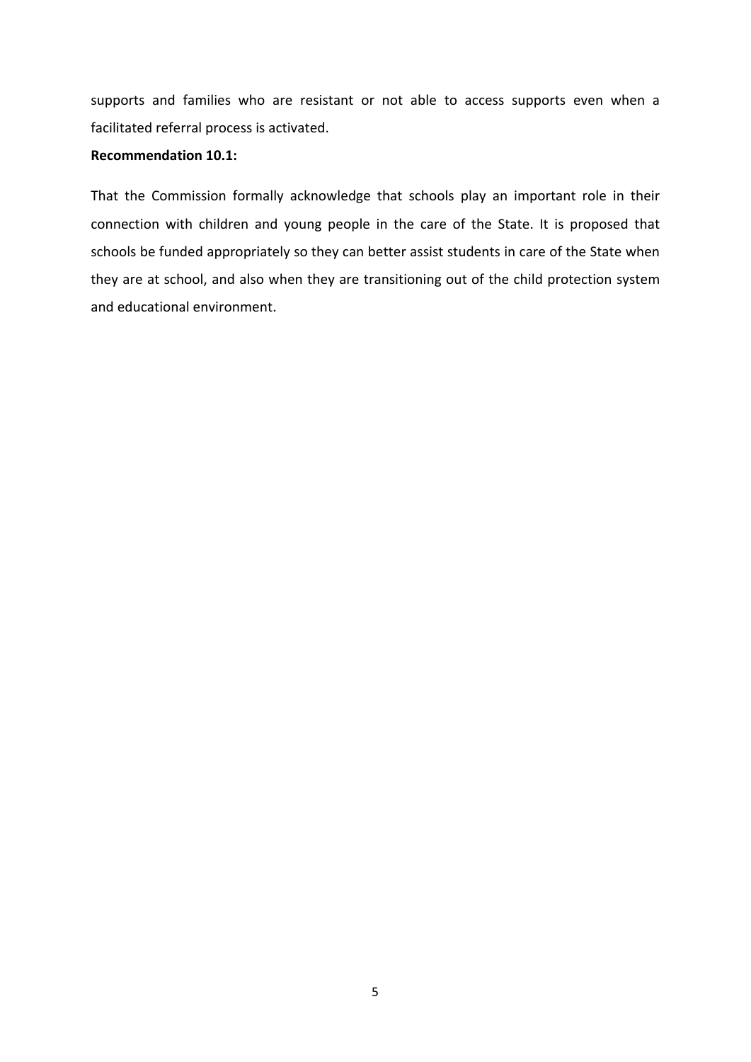supports and families who are resistant or not able to access supports even when a facilitated referral process is activated.

**Recommendation 10.1:**

That the Commission formally acknowledge that schools play an important role in their connection with children and young people in the care of the State. It is proposed that schools be funded appropriately so they can better assist students in care of the State when they are at school, and also when they are transitioning out of the child protection system and educational environment.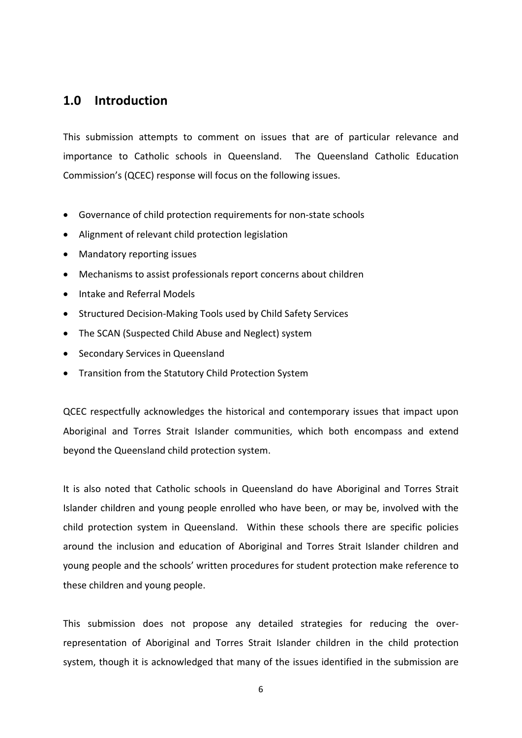## 1.0 Introduction

This submission attempts to comment on issues that are of particular relevance and importance to Catholic schools in Queensland. The Queensland Catholic Education Commission's (QCEC) response will focus on the following issues.

- Governance of child protection requirements for non-state schools
- Alignment of relevant child protection legislation
- Mandatory reporting issues
- Mechanisms to assist professionals report concerns about children
- Intake and Referral Models
- Structured Decision-Making Tools used by Child Safety Services
- The SCAN (Suspected Child Abuse and Neglect) system
- Secondary Services in Queensland
- Transition from the Statutory Child Protection System

QCEC respectfully acknowledges the historical and contemporary issues that impact upon Aboriginal and Torres Strait Islander communities, which both encompass and extend beyond the Queensland child protection system.

It is also noted that Catholic schools in Queensland do have Aboriginal and Torres Strait Islander children and young people enrolled who have been, or may be, involved with the child protection system in Queensland. Within these schools there are specific policies around the inclusion and education of Aboriginal and Torres Strait Islander children and young people and the schools' written procedures for student protection make reference to these children and young people.

This submission does not propose any detailed strategies for reducing the over-representation of Aboriginal and Torres Strait Islander children in the child protection system, though it is acknowledged that many of the issues identified in the submission are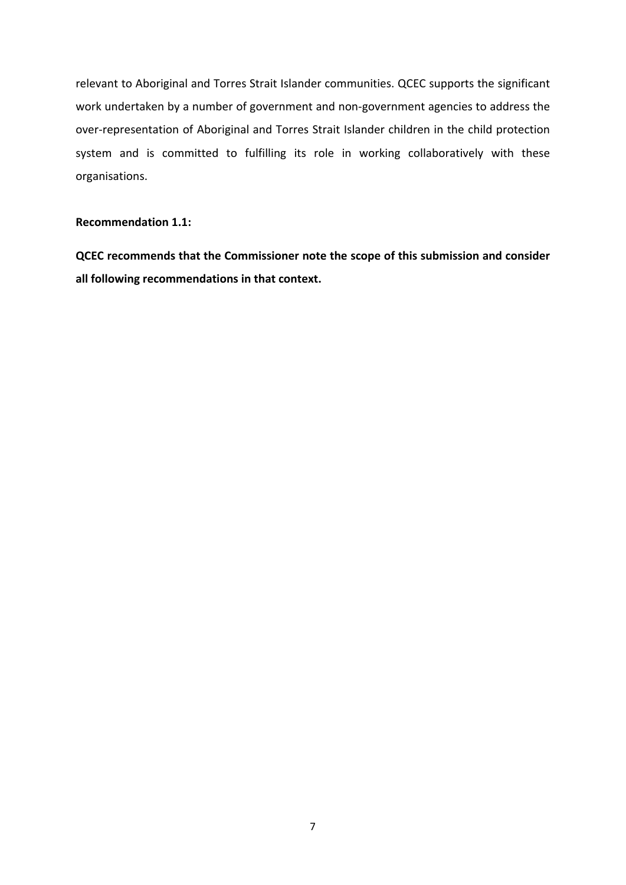relevant to Aboriginal and Torres Strait Islander communities. QCEC supports the significant work undertaken by a number of government and non-government agencies to address the over-representation of Aboriginal and Torres Strait Islander children in the child protection system and is committed to fulfilling its role in working collaboratively with these organisations.

**Recommendation 1.1:**

**QCEC recommends that the Commissioner note the scope of this submission and consider all following recommendations in that context.**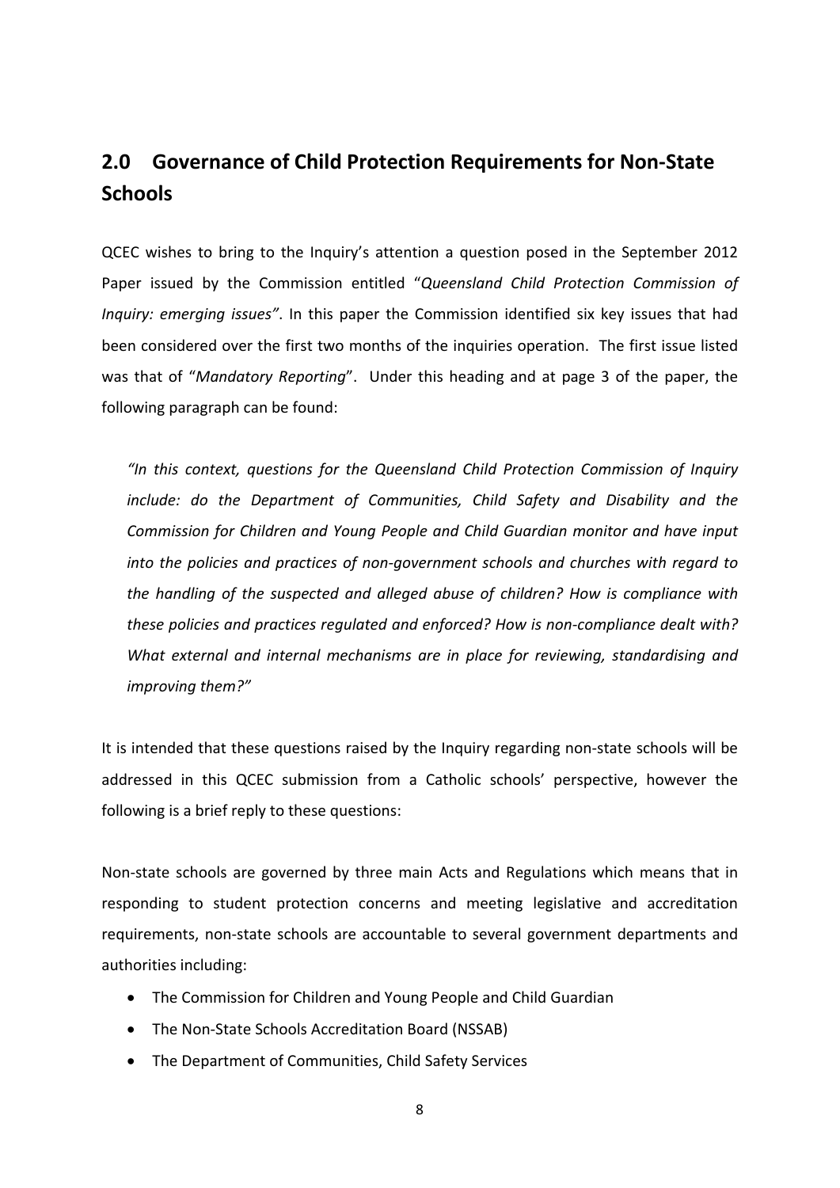## 2.0 Governance of Child Protection Requirements for Non-State Schools

QCEC wishes to bring to the Inquiry's attention a question posed in the September 2012 Paper issued by the Commission entitled "*Queensland Child Protection Commission of Inquiry: emerging issues"*. In this paper the Commission identified six key issues that had been considered over the first two months of the inquiries operation. The first issue listed was that of "*Mandatory Reporting*". Under this heading and at page 3 of the paper, the following paragraph can be found:

> *"In this context, questions for the Queensland Child Protection Commission of Inquiry include: do the Department of Communities, Child Safety and Disability and the Commission for Children and Young People and Child Guardian monitor and have input into the policies and practices of non-government schools and churches with regard to the handling of the suspected and alleged abuse of children? How is compliance with these policies and practices regulated and enforced? How is non-compliance dealt with? What external and internal mechanisms are in place for reviewing, standardising and improving them?"*

It is intended that these questions raised by the Inquiry regarding non-state schools will be addressed in this QCEC submission from a Catholic schools' perspective, however the following is a brief reply to these questions:

Non-state schools are governed by three main Acts and Regulations which means that in responding to student protection concerns and meeting legislative and accreditation requirements, non-state schools are accountable to several government departments and authorities including:

- The Commission for Children and Young People and Child Guardian
- The Non-State Schools Accreditation Board (NSSAB)
- The Department of Communities, Child Safety Services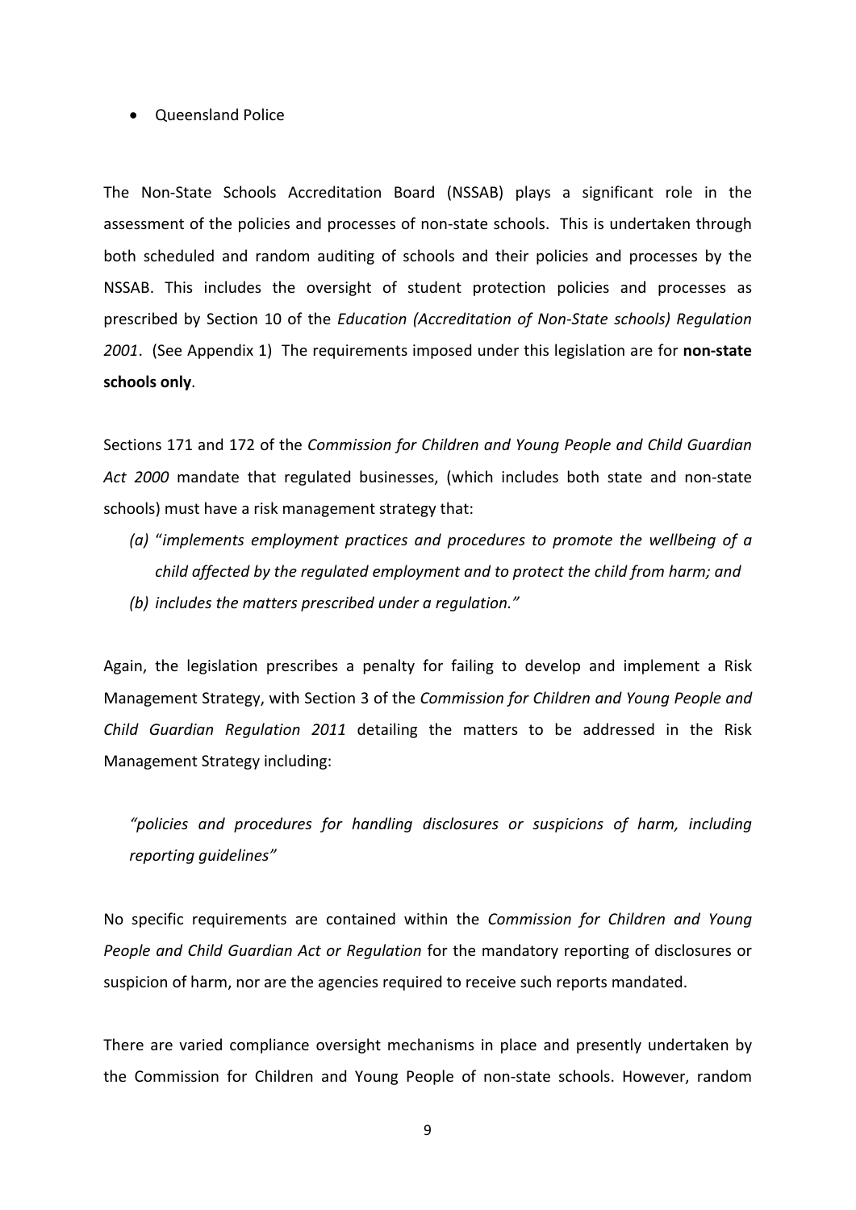- Queensland Police

The Non-State Schools Accreditation Board (NSSAB) plays a significant role in the assessment of the policies and processes of non-state schools. This is undertaken through both scheduled and random auditing of schools and their policies and processes by the NSSAB. This includes the oversight of student protection policies and processes as prescribed by Section 10 of the *Education (Accreditation of Non-State schools) Regulation 2001*. (See Appendix 1) The requirements imposed under this legislation are for **non-state schools only**.

Sections 171 and 172 of the *Commission for Children and Young People and Child Guardian Act 2000* mandate that regulated businesses, (which includes both state and non-state schools) must have a risk management strategy that:

(a) "*implements employment practices and procedures to promote the wellbeing of a child affected by the regulated employment and to protect the child from harm; and*

(b) *includes the matters prescribed under a regulation."*

Again, the legislation prescribes a penalty for failing to develop and implement a Risk Management Strategy, with Section 3 of the *Commission for Children and Young People and Child Guardian Regulation 2011* detailing the matters to be addressed in the Risk Management Strategy including:

> *"policies and procedures for handling disclosures or suspicions of harm, including reporting guidelines"*

No specific requirements are contained within the *Commission for Children and Young People and Child Guardian Act or Regulation* for the mandatory reporting of disclosures or suspicion of harm, nor are the agencies required to receive such reports mandated.

There are varied compliance oversight mechanisms in place and presently undertaken by the Commission for Children and Young People of non-state schools. However, random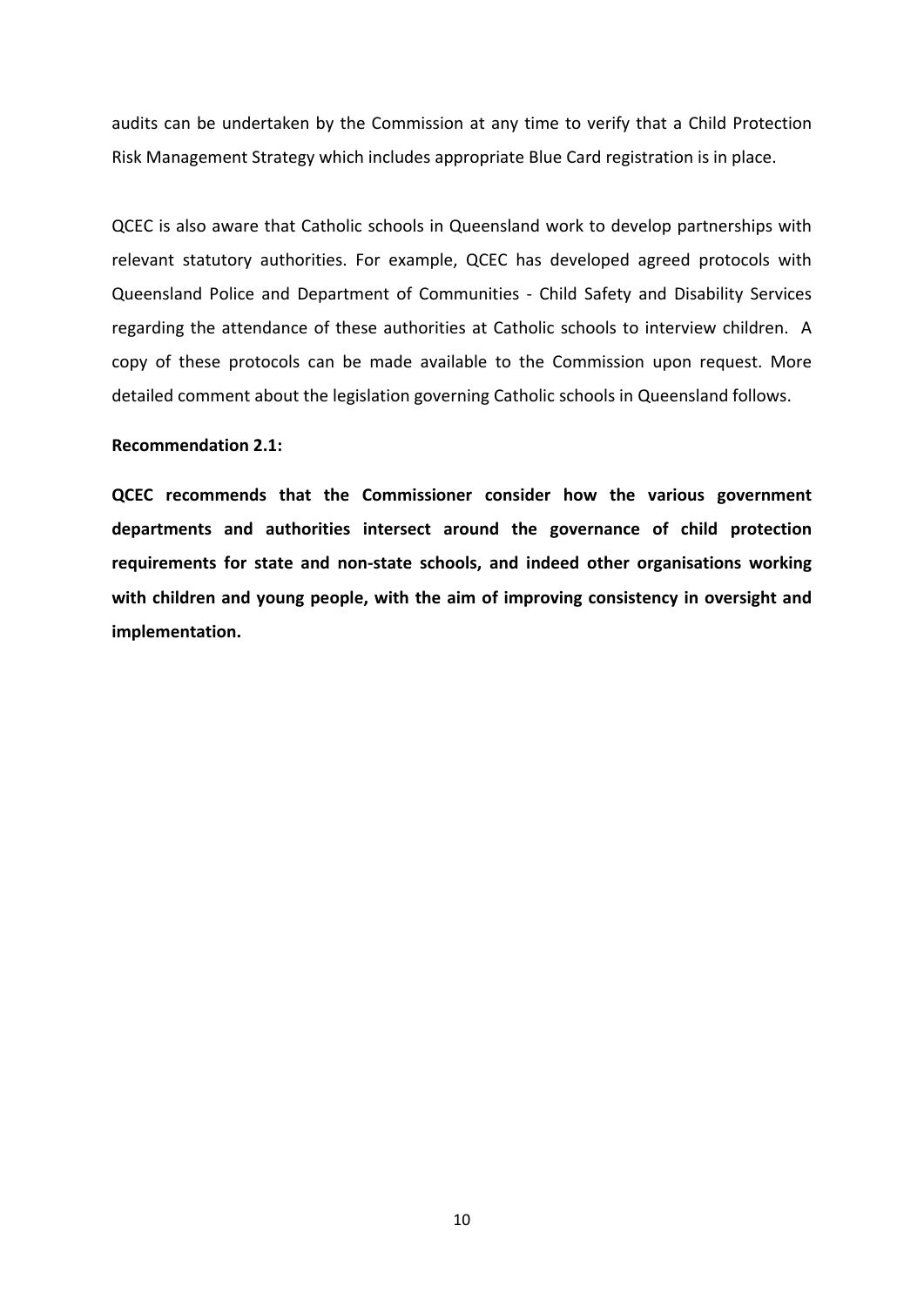audits can be undertaken by the Commission at any time to verify that a Child Protection Risk Management Strategy which includes appropriate Blue Card registration is in place.

QCEC is also aware that Catholic schools in Queensland work to develop partnerships with relevant statutory authorities. For example, QCEC has developed agreed protocols with Queensland Police and Department of Communities - Child Safety and Disability Services regarding the attendance of these authorities at Catholic schools to interview children. A copy of these protocols can be made available to the Commission upon request. More detailed comment about the legislation governing Catholic schools in Queensland follows.

**Recommendation 2.1:**

**QCEC recommends that the Commissioner consider how the various government departments and authorities intersect around the governance of child protection requirements for state and non-state schools, and indeed other organisations working with children and young people, with the aim of improving consistency in oversight and implementation.**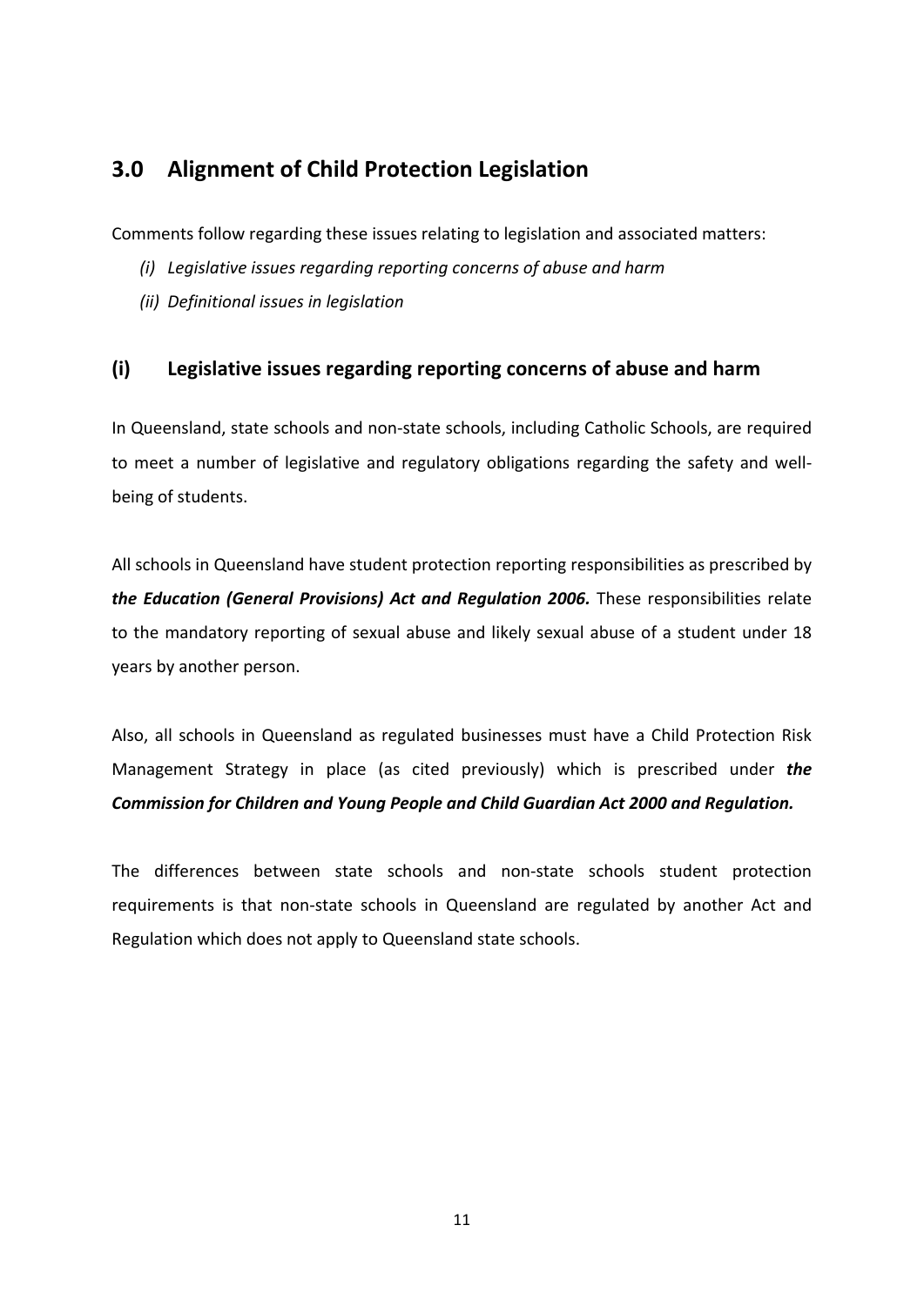## 3.0 Alignment of Child Protection Legislation

Comments follow regarding these issues relating to legislation and associated matters:

*(i) Legislative issues regarding reporting concerns of abuse and harm*

*(ii) Definitional issues in legislation*

### (i) Legislative issues regarding reporting concerns of abuse and harm

In Queensland, state schools and non-state schools, including Catholic Schools, are required to meet a number of legislative and regulatory obligations regarding the safety and well-being of students.

All schools in Queensland have student protection reporting responsibilities as prescribed by ***the Education (General Provisions) Act and Regulation 2006.*** These responsibilities relate to the mandatory reporting of sexual abuse and likely sexual abuse of a student under 18 years by another person.

Also, all schools in Queensland as regulated businesses must have a Child Protection Risk Management Strategy in place (as cited previously) which is prescribed under ***the Commission for Children and Young People and Child Guardian Act 2000 and Regulation.***

The differences between state schools and non-state schools student protection requirements is that non-state schools in Queensland are regulated by another Act and Regulation which does not apply to Queensland state schools.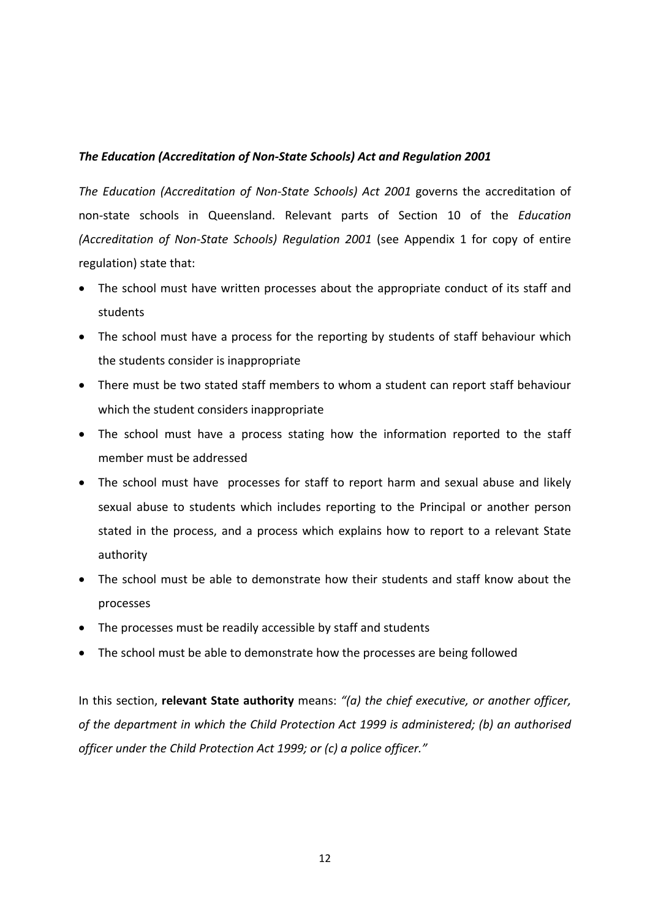### *The Education (Accreditation of Non-State Schools) Act and Regulation 2001*

*The Education (Accreditation of Non-State Schools) Act 2001* governs the accreditation of non-state schools in Queensland. Relevant parts of Section 10 of the *Education (Accreditation of Non-State Schools) Regulation 2001* (see Appendix 1 for copy of entire regulation) state that:

- The school must have written processes about the appropriate conduct of its staff and students
- The school must have a process for the reporting by students of staff behaviour which the students consider is inappropriate
- There must be two stated staff members to whom a student can report staff behaviour which the student considers inappropriate
- The school must have a process stating how the information reported to the staff member must be addressed
- The school must have processes for staff to report harm and sexual abuse and likely sexual abuse to students which includes reporting to the Principal or another person stated in the process, and a process which explains how to report to a relevant State authority
- The school must be able to demonstrate how their students and staff know about the processes
- The processes must be readily accessible by staff and students
- The school must be able to demonstrate how the processes are being followed

In this section, **relevant State authority** means: *"(a) the chief executive, or another officer, of the department in which the Child Protection Act 1999 is administered; (b) an authorised officer under the Child Protection Act 1999; or (c) a police officer."*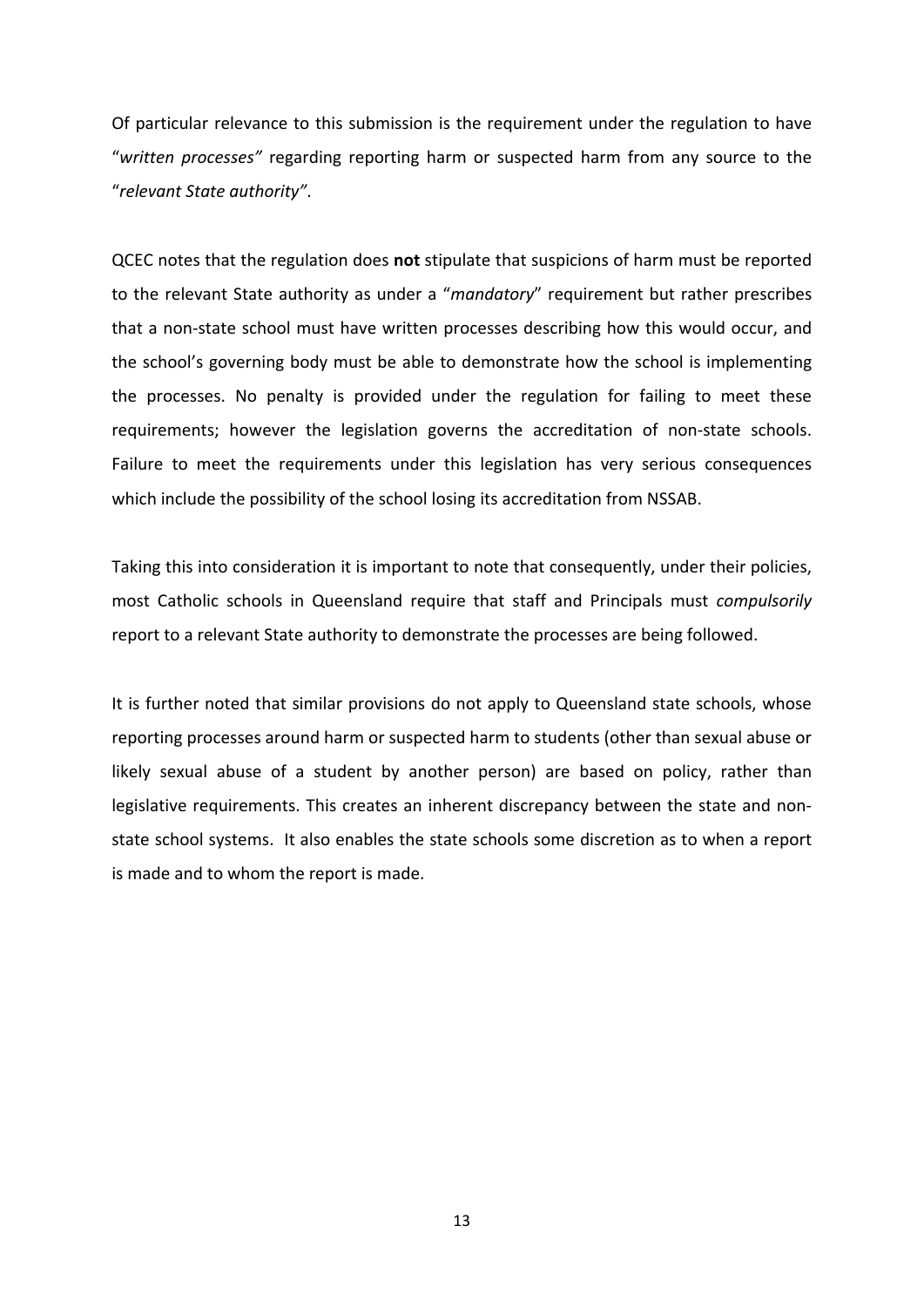Of particular relevance to this submission is the requirement under the regulation to have "*written processes"* regarding reporting harm or suspected harm from any source to the "*relevant State authority"*.

QCEC notes that the regulation does **not** stipulate that suspicions of harm must be reported to the relevant State authority as under a "*mandatory*" requirement but rather prescribes that a non-state school must have written processes describing how this would occur, and the school's governing body must be able to demonstrate how the school is implementing the processes. No penalty is provided under the regulation for failing to meet these requirements; however the legislation governs the accreditation of non-state schools. Failure to meet the requirements under this legislation has very serious consequences which include the possibility of the school losing its accreditation from NSSAB.

Taking this into consideration it is important to note that consequently, under their policies, most Catholic schools in Queensland require that staff and Principals must *compulsorily* report to a relevant State authority to demonstrate the processes are being followed.

It is further noted that similar provisions do not apply to Queensland state schools, whose reporting processes around harm or suspected harm to students (other than sexual abuse or likely sexual abuse of a student by another person) are based on policy, rather than legislative requirements. This creates an inherent discrepancy between the state and non-state school systems. It also enables the state schools some discretion as to when a report is made and to whom the report is made.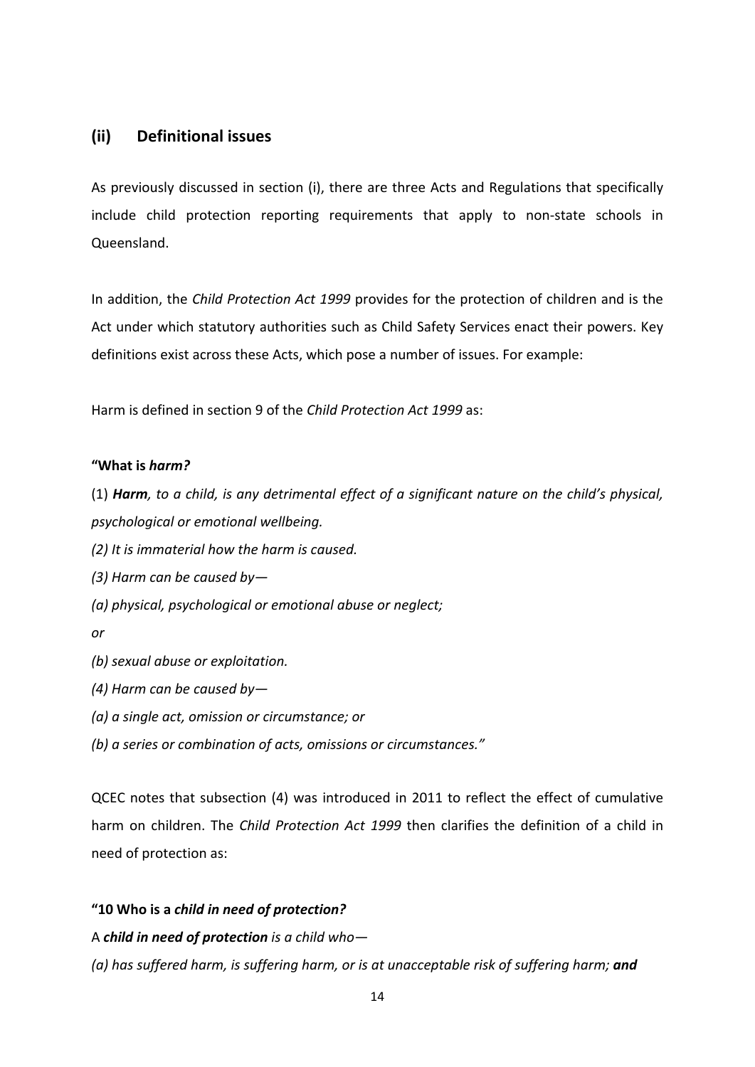## (ii) Definitional issues

As previously discussed in section (i), there are three Acts and Regulations that specifically include child protection reporting requirements that apply to non-state schools in Queensland.

In addition, the *Child Protection Act 1999* provides for the protection of children and is the Act under which statutory authorities such as Child Safety Services enact their powers. Key definitions exist across these Acts, which pose a number of issues. For example:

Harm is defined in section 9 of the *Child Protection Act 1999* as:

**"What is *harm?***

(1) ***Harm****, to a child, is any detrimental effect of a significant nature on the child's physical, psychological or emotional wellbeing.*

*(2) It is immaterial how the harm is caused.*

*(3) Harm can be caused by—*

*(a) physical, psychological or emotional abuse or neglect;*

*or*

*(b) sexual abuse or exploitation.*

*(4) Harm can be caused by—*

*(a) a single act, omission or circumstance; or*

*(b) a series or combination of acts, omissions or circumstances."*

QCEC notes that subsection (4) was introduced in 2011 to reflect the effect of cumulative harm on children. The *Child Protection Act 1999* then clarifies the definition of a child in need of protection as:

**"10 Who is a *child in need of protection?***

A ***child in need of protection*** *is a child who—*

*(a) has suffered harm, is suffering harm, or is at unacceptable risk of suffering harm;* ***and***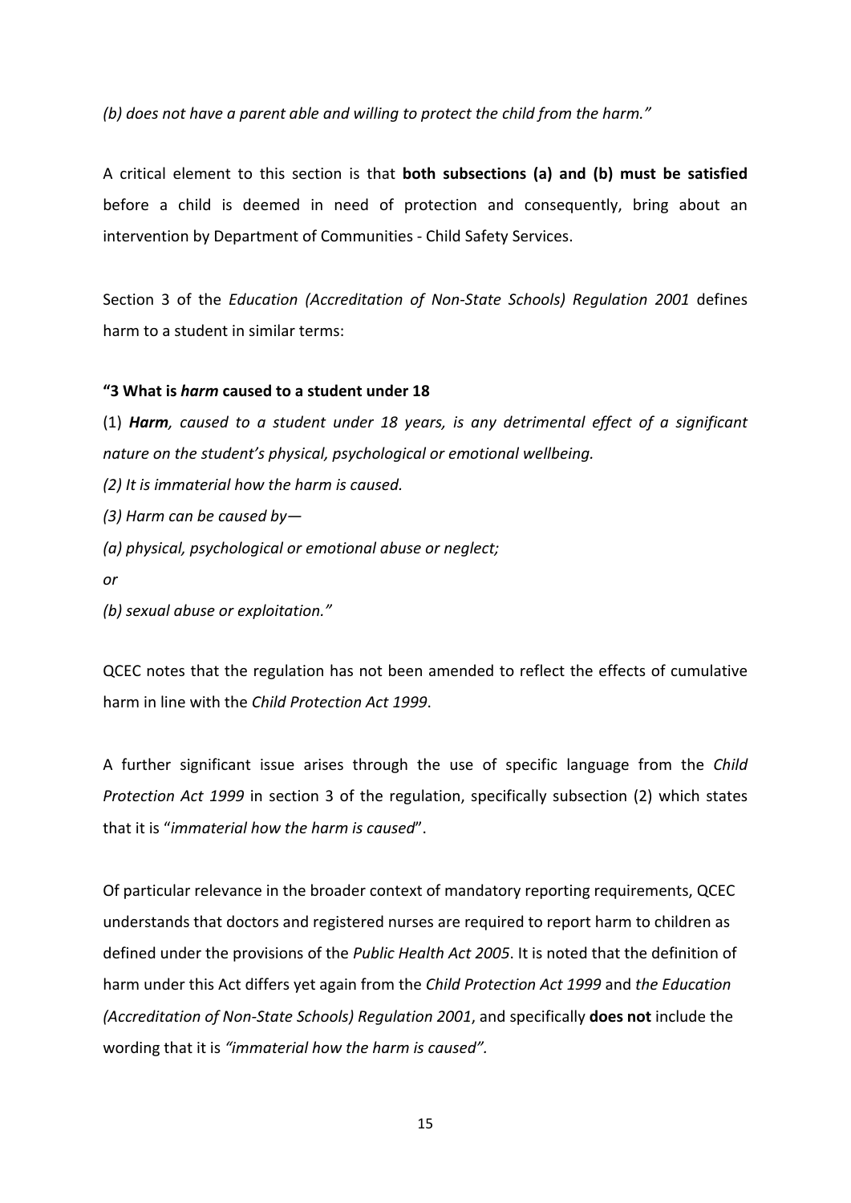*(b) does not have a parent able and willing to protect the child from the harm."*

A critical element to this section is that **both subsections (a) and (b) must be satisfied** before a child is deemed in need of protection and consequently, bring about an intervention by Department of Communities - Child Safety Services.

Section 3 of the *Education (Accreditation of Non-State Schools) Regulation 2001* defines harm to a student in similar terms:

**"3 What is *harm* caused to a student under 18**

(1) ***Harm****, caused to a student under 18 years, is any detrimental effect of a significant nature on the student's physical, psychological or emotional wellbeing.*

*(2) It is immaterial how the harm is caused.*

*(3) Harm can be caused by—*

*(a) physical, psychological or emotional abuse or neglect;*

*or*

*(b) sexual abuse or exploitation."*

QCEC notes that the regulation has not been amended to reflect the effects of cumulative harm in line with the *Child Protection Act 1999*.

A further significant issue arises through the use of specific language from the *Child Protection Act 1999* in section 3 of the regulation, specifically subsection (2) which states that it is "*immaterial how the harm is caused*".

Of particular relevance in the broader context of mandatory reporting requirements, QCEC understands that doctors and registered nurses are required to report harm to children as defined under the provisions of the *Public Health Act 2005*. It is noted that the definition of harm under this Act differs yet again from the *Child Protection Act 1999* and *the Education (Accreditation of Non-State Schools) Regulation 2001*, and specifically **does not** include the wording that it is *"immaterial how the harm is caused".*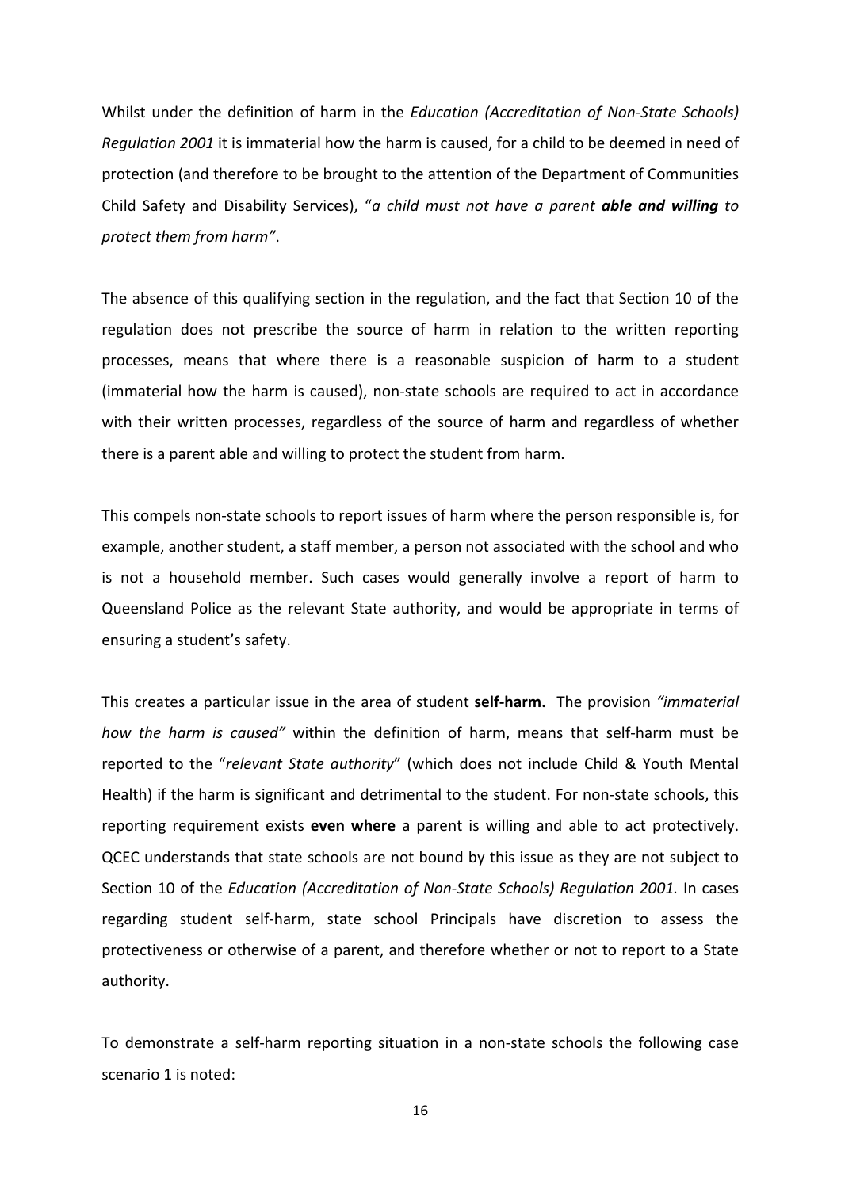Whilst under the definition of harm in the *Education (Accreditation of Non-State Schools) Regulation 2001* it is immaterial how the harm is caused, for a child to be deemed in need of protection (and therefore to be brought to the attention of the Department of Communities Child Safety and Disability Services), "*a child must not have a parent **able and willing** to protect them from harm"*.

The absence of this qualifying section in the regulation, and the fact that Section 10 of the regulation does not prescribe the source of harm in relation to the written reporting processes, means that where there is a reasonable suspicion of harm to a student (immaterial how the harm is caused), non-state schools are required to act in accordance with their written processes, regardless of the source of harm and regardless of whether there is a parent able and willing to protect the student from harm.

This compels non-state schools to report issues of harm where the person responsible is, for example, another student, a staff member, a person not associated with the school and who is not a household member. Such cases would generally involve a report of harm to Queensland Police as the relevant State authority, and would be appropriate in terms of ensuring a student's safety.

This creates a particular issue in the area of student **self-harm.** The provision *"immaterial how the harm is caused"* within the definition of harm, means that self-harm must be reported to the "*relevant State authority*" (which does not include Child & Youth Mental Health) if the harm is significant and detrimental to the student. For non-state schools, this reporting requirement exists **even where** a parent is willing and able to act protectively. QCEC understands that state schools are not bound by this issue as they are not subject to Section 10 of the *Education (Accreditation of Non-State Schools) Regulation 2001.* In cases regarding student self-harm, state school Principals have discretion to assess the protectiveness or otherwise of a parent, and therefore whether or not to report to a State authority.

To demonstrate a self-harm reporting situation in a non-state schools the following case scenario 1 is noted: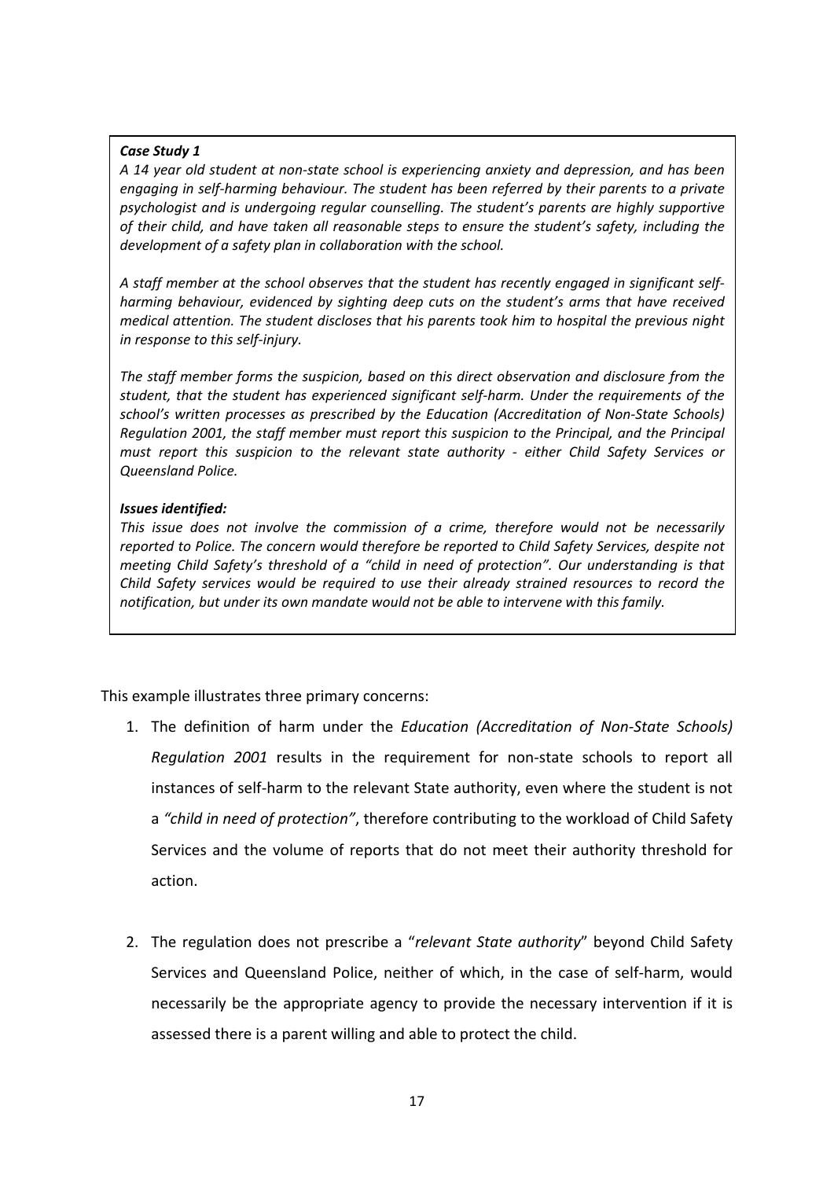***Case Study 1***

*A 14 year old student at non-state school is experiencing anxiety and depression, and has been engaging in self-harming behaviour. The student has been referred by their parents to a private psychologist and is undergoing regular counselling. The student's parents are highly supportive of their child, and have taken all reasonable steps to ensure the student's safety, including the development of a safety plan in collaboration with the school.*

*A staff member at the school observes that the student has recently engaged in significant self-harming behaviour, evidenced by sighting deep cuts on the student's arms that have received medical attention. The student discloses that his parents took him to hospital the previous night in response to this self-injury.*

*The staff member forms the suspicion, based on this direct observation and disclosure from the student, that the student has experienced significant self-harm. Under the requirements of the school's written processes as prescribed by the Education (Accreditation of Non-State Schools) Regulation 2001, the staff member must report this suspicion to the Principal, and the Principal must report this suspicion to the relevant state authority - either Child Safety Services or Queensland Police.*

***Issues identified:***

*This issue does not involve the commission of a crime, therefore would not be necessarily reported to Police. The concern would therefore be reported to Child Safety Services, despite not meeting Child Safety's threshold of a "child in need of protection". Our understanding is that Child Safety services would be required to use their already strained resources to record the notification, but under its own mandate would not be able to intervene with this family.*

This example illustrates three primary concerns:

1. The definition of harm under the *Education (Accreditation of Non-State Schools) Regulation 2001* results in the requirement for non-state schools to report all instances of self-harm to the relevant State authority, even where the student is not a *"child in need of protection"*, therefore contributing to the workload of Child Safety Services and the volume of reports that do not meet their authority threshold for action.

2. The regulation does not prescribe a "*relevant State authority*" beyond Child Safety Services and Queensland Police, neither of which, in the case of self-harm, would necessarily be the appropriate agency to provide the necessary intervention if it is assessed there is a parent willing and able to protect the child.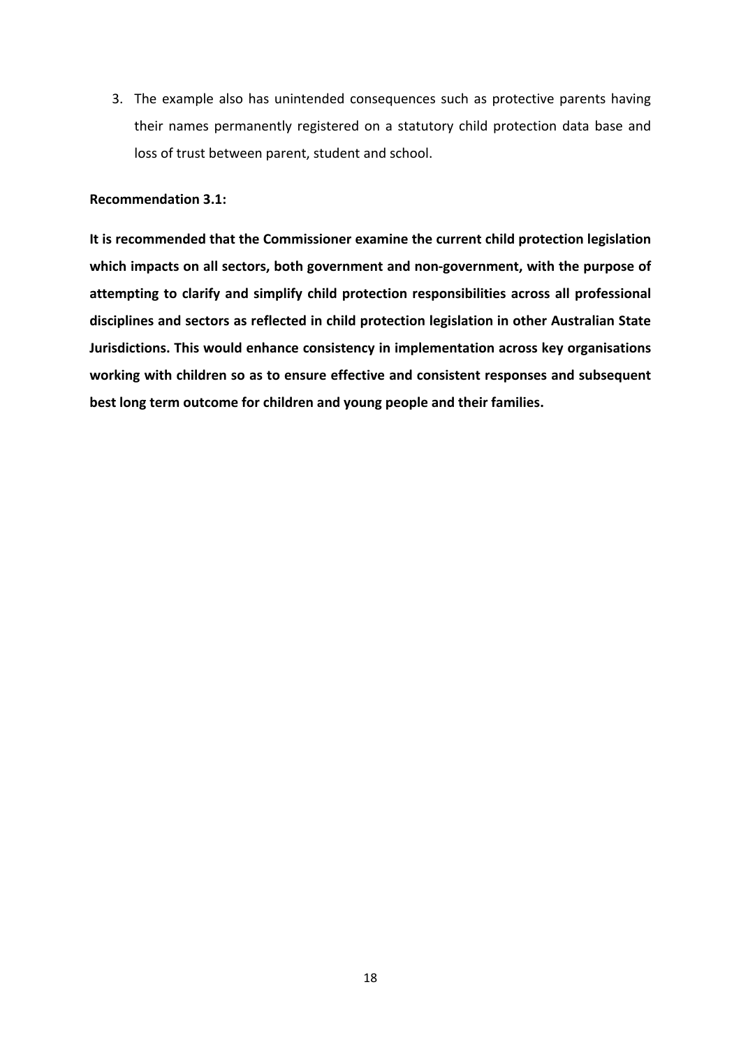3. The example also has unintended consequences such as protective parents having their names permanently registered on a statutory child protection data base and loss of trust between parent, student and school.

**Recommendation 3.1:**

**It is recommended that the Commissioner examine the current child protection legislation which impacts on all sectors, both government and non-government, with the purpose of attempting to clarify and simplify child protection responsibilities across all professional disciplines and sectors as reflected in child protection legislation in other Australian State Jurisdictions. This would enhance consistency in implementation across key organisations working with children so as to ensure effective and consistent responses and subsequent best long term outcome for children and young people and their families.**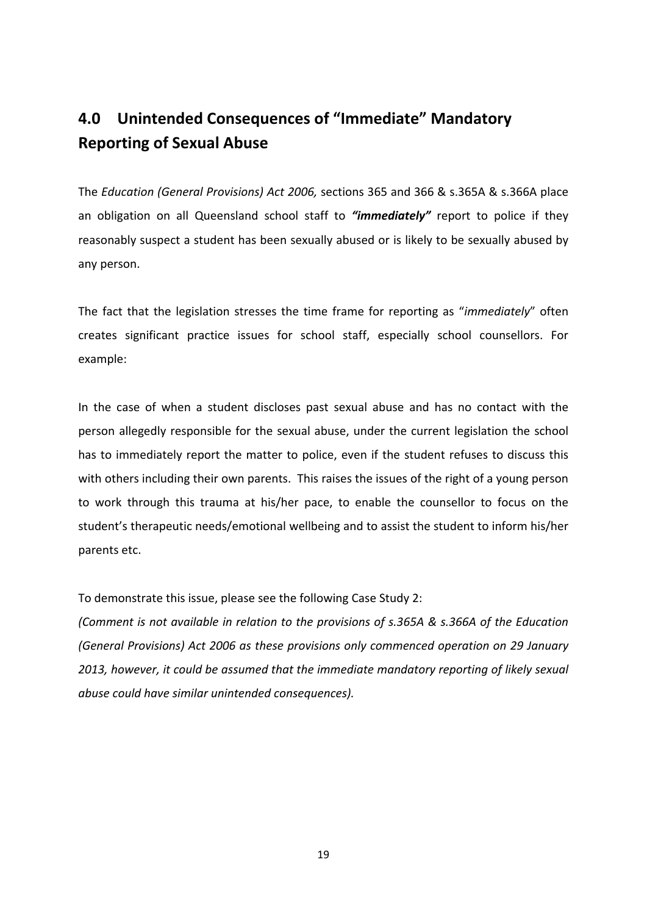## 4.0 Unintended Consequences of "Immediate" Mandatory Reporting of Sexual Abuse

The *Education (General Provisions) Act 2006,* sections 365 and 366 & s.365A & s.366A place an obligation on all Queensland school staff to ***"immediately"*** report to police if they reasonably suspect a student has been sexually abused or is likely to be sexually abused by any person.

The fact that the legislation stresses the time frame for reporting as "*immediately*" often creates significant practice issues for school staff, especially school counsellors. For example:

In the case of when a student discloses past sexual abuse and has no contact with the person allegedly responsible for the sexual abuse, under the current legislation the school has to immediately report the matter to police, even if the student refuses to discuss this with others including their own parents. This raises the issues of the right of a young person to work through this trauma at his/her pace, to enable the counsellor to focus on the student's therapeutic needs/emotional wellbeing and to assist the student to inform his/her parents etc.

To demonstrate this issue, please see the following Case Study 2:

*(Comment is not available in relation to the provisions of s.365A & s.366A of the Education (General Provisions) Act 2006 as these provisions only commenced operation on 29 January 2013, however, it could be assumed that the immediate mandatory reporting of likely sexual abuse could have similar unintended consequences).*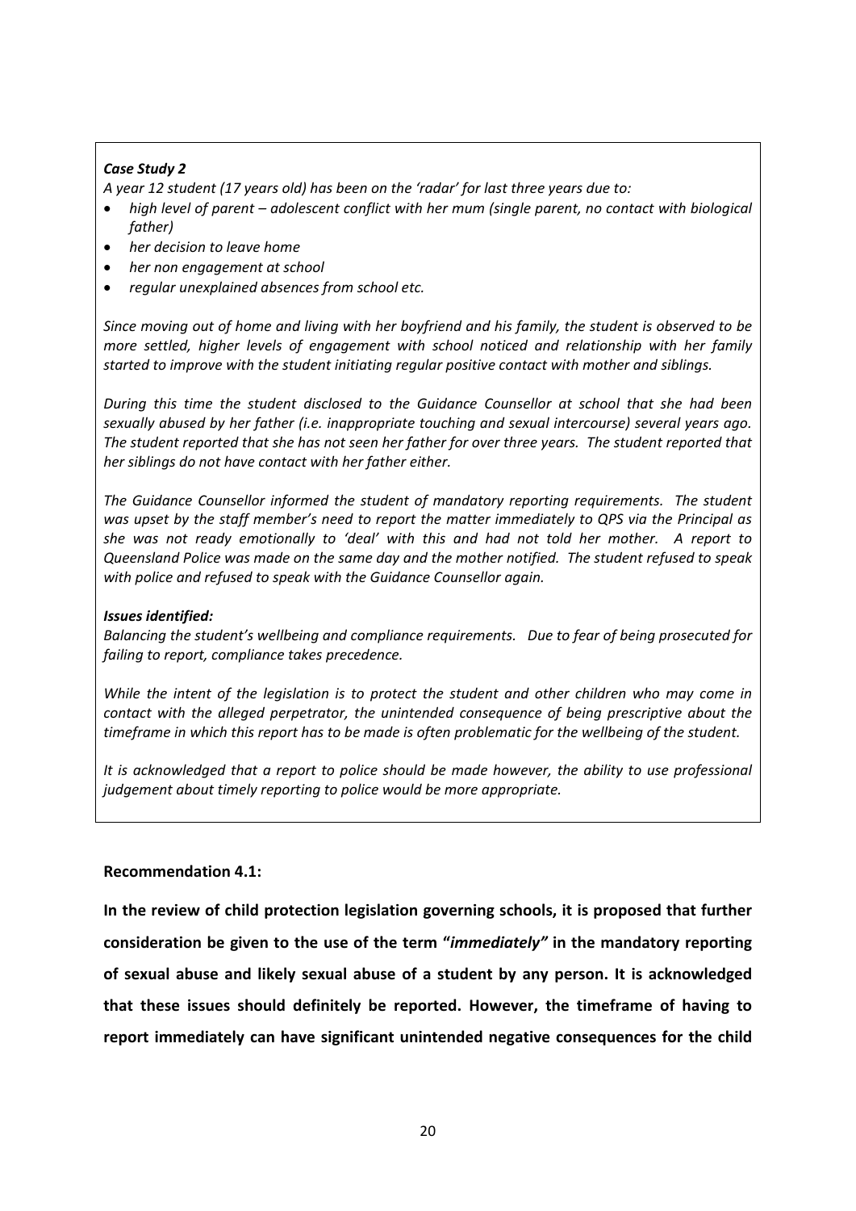***Case Study 2***

*A year 12 student (17 years old) has been on the 'radar' for last three years due to:*

- *high level of parent – adolescent conflict with her mum (single parent, no contact with biological father)*
- *her decision to leave home*
- *her non engagement at school*
- *regular unexplained absences from school etc.*

*Since moving out of home and living with her boyfriend and his family, the student is observed to be more settled, higher levels of engagement with school noticed and relationship with her family started to improve with the student initiating regular positive contact with mother and siblings.*

*During this time the student disclosed to the Guidance Counsellor at school that she had been sexually abused by her father (i.e. inappropriate touching and sexual intercourse) several years ago. The student reported that she has not seen her father for over three years. The student reported that her siblings do not have contact with her father either.*

*The Guidance Counsellor informed the student of mandatory reporting requirements. The student was upset by the staff member's need to report the matter immediately to QPS via the Principal as she was not ready emotionally to 'deal' with this and had not told her mother. A report to Queensland Police was made on the same day and the mother notified. The student refused to speak with police and refused to speak with the Guidance Counsellor again.*

***Issues identified:***

*Balancing the student's wellbeing and compliance requirements. Due to fear of being prosecuted for failing to report, compliance takes precedence.*

*While the intent of the legislation is to protect the student and other children who may come in contact with the alleged perpetrator, the unintended consequence of being prescriptive about the timeframe in which this report has to be made is often problematic for the wellbeing of the student.*

*It is acknowledged that a report to police should be made however, the ability to use professional judgement about timely reporting to police would be more appropriate.*

**Recommendation 4.1:**

**In the review of child protection legislation governing schools, it is proposed that further consideration be given to the use of the term "*immediately*" in the mandatory reporting of sexual abuse and likely sexual abuse of a student by any person. It is acknowledged that these issues should definitely be reported. However, the timeframe of having to report immediately can have significant unintended negative consequences for the child**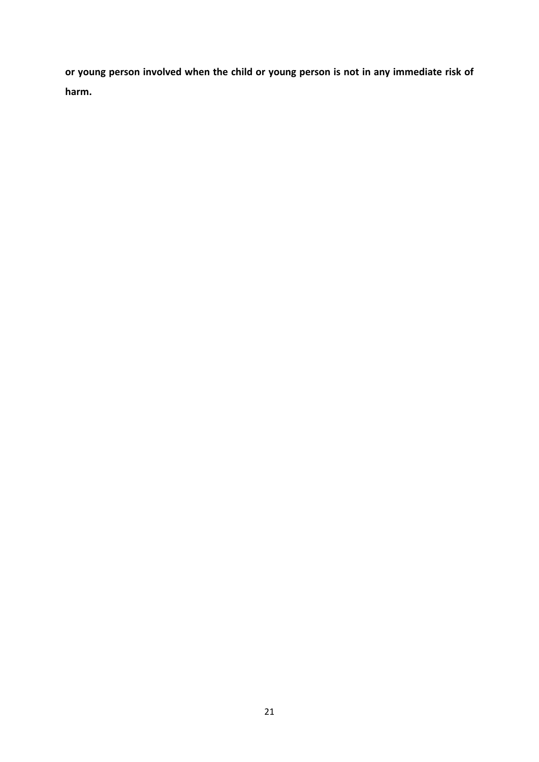**or young person involved when the child or young person is not in any immediate risk of harm.**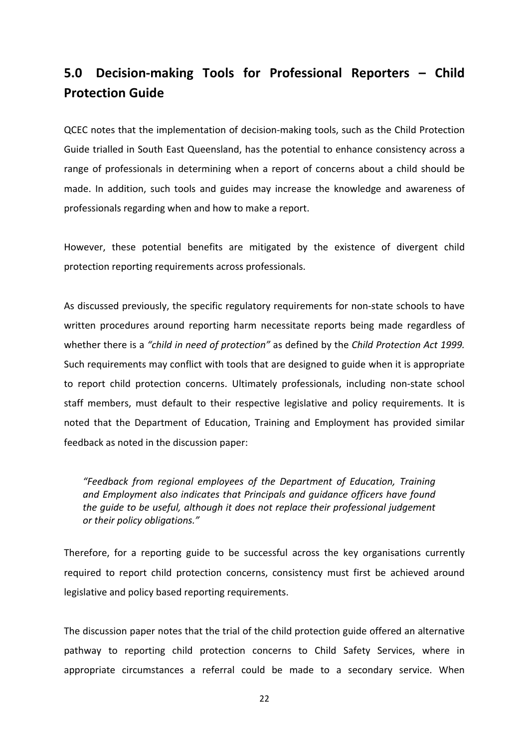## 5.0 Decision-making Tools for Professional Reporters – Child Protection Guide

QCEC notes that the implementation of decision-making tools, such as the Child Protection Guide trialled in South East Queensland, has the potential to enhance consistency across a range of professionals in determining when a report of concerns about a child should be made. In addition, such tools and guides may increase the knowledge and awareness of professionals regarding when and how to make a report.

However, these potential benefits are mitigated by the existence of divergent child protection reporting requirements across professionals.

As discussed previously, the specific regulatory requirements for non-state schools to have written procedures around reporting harm necessitate reports being made regardless of whether there is a *"child in need of protection"* as defined by the *Child Protection Act 1999.* Such requirements may conflict with tools that are designed to guide when it is appropriate to report child protection concerns. Ultimately professionals, including non-state school staff members, must default to their respective legislative and policy requirements. It is noted that the Department of Education, Training and Employment has provided similar feedback as noted in the discussion paper:

> *"Feedback from regional employees of the Department of Education, Training and Employment also indicates that Principals and guidance officers have found the guide to be useful, although it does not replace their professional judgement or their policy obligations."*

Therefore, for a reporting guide to be successful across the key organisations currently required to report child protection concerns, consistency must first be achieved around legislative and policy based reporting requirements.

The discussion paper notes that the trial of the child protection guide offered an alternative pathway to reporting child protection concerns to Child Safety Services, where in appropriate circumstances a referral could be made to a secondary service. When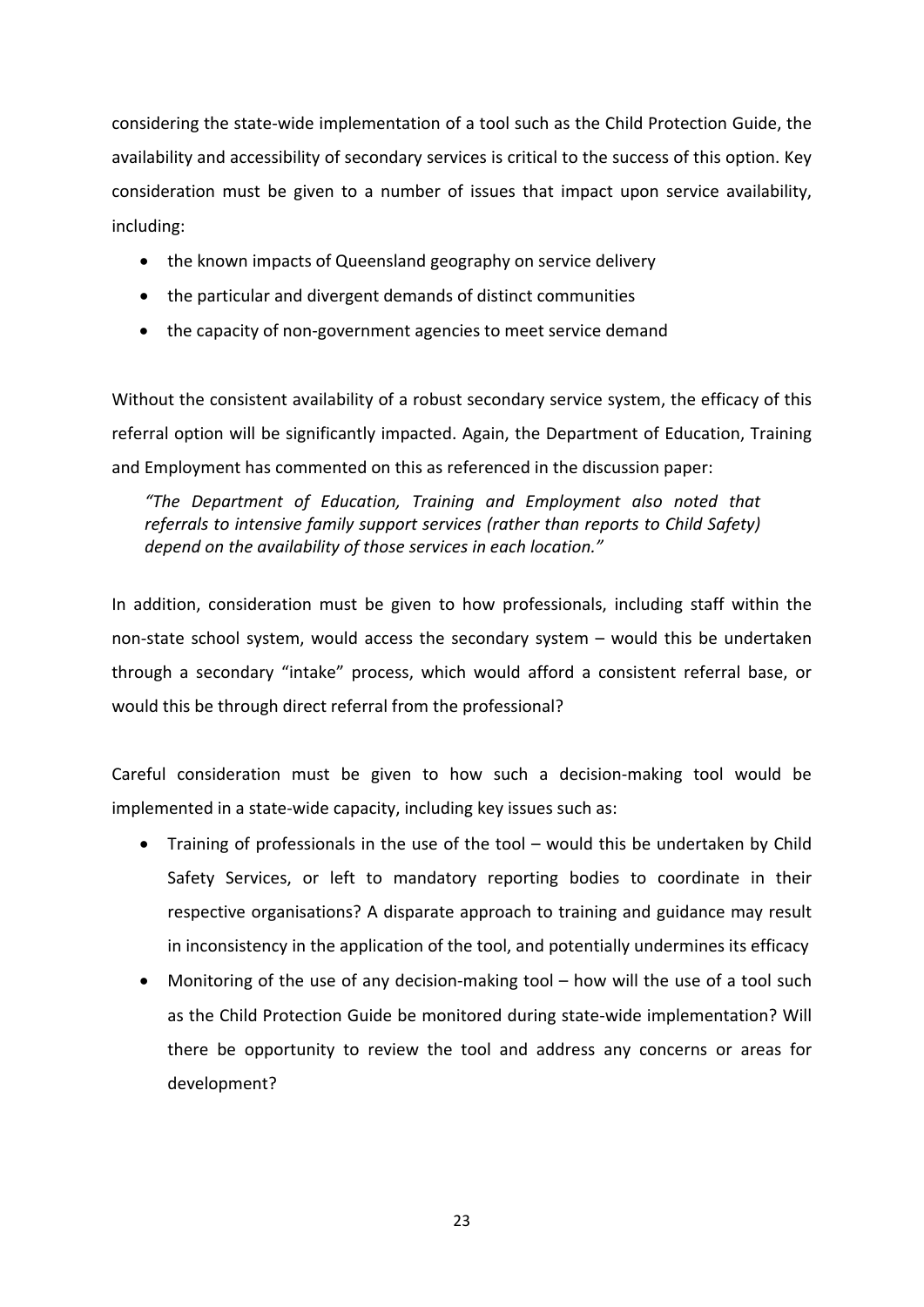considering the state-wide implementation of a tool such as the Child Protection Guide, the availability and accessibility of secondary services is critical to the success of this option. Key consideration must be given to a number of issues that impact upon service availability, including:

- the known impacts of Queensland geography on service delivery
- the particular and divergent demands of distinct communities
- the capacity of non-government agencies to meet service demand

Without the consistent availability of a robust secondary service system, the efficacy of this referral option will be significantly impacted. Again, the Department of Education, Training and Employment has commented on this as referenced in the discussion paper:

> *"The Department of Education, Training and Employment also noted that referrals to intensive family support services (rather than reports to Child Safety) depend on the availability of those services in each location."*

In addition, consideration must be given to how professionals, including staff within the non-state school system, would access the secondary system – would this be undertaken through a secondary "intake" process, which would afford a consistent referral base, or would this be through direct referral from the professional?

Careful consideration must be given to how such a decision-making tool would be implemented in a state-wide capacity, including key issues such as:

- Training of professionals in the use of the tool – would this be undertaken by Child Safety Services, or left to mandatory reporting bodies to coordinate in their respective organisations? A disparate approach to training and guidance may result in inconsistency in the application of the tool, and potentially undermines its efficacy
- Monitoring of the use of any decision-making tool – how will the use of a tool such as the Child Protection Guide be monitored during state-wide implementation? Will there be opportunity to review the tool and address any concerns or areas for development?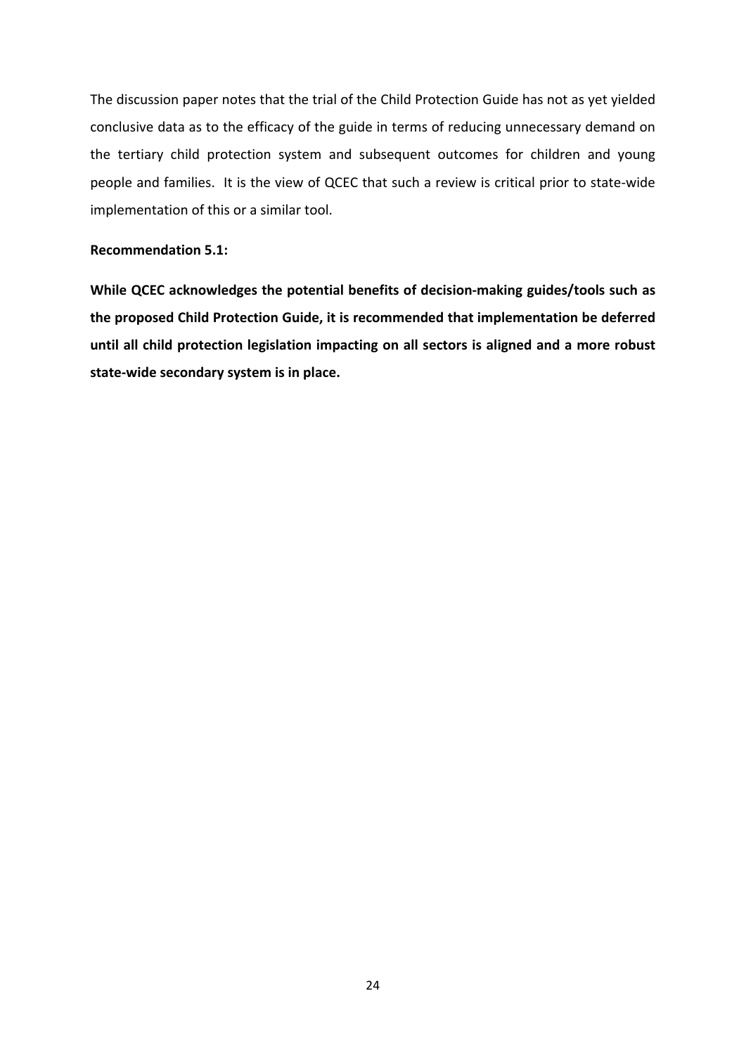The discussion paper notes that the trial of the Child Protection Guide has not as yet yielded conclusive data as to the efficacy of the guide in terms of reducing unnecessary demand on the tertiary child protection system and subsequent outcomes for children and young people and families. It is the view of QCEC that such a review is critical prior to state-wide implementation of this or a similar tool.

**Recommendation 5.1:**

**While QCEC acknowledges the potential benefits of decision-making guides/tools such as the proposed Child Protection Guide, it is recommended that implementation be deferred until all child protection legislation impacting on all sectors is aligned and a more robust state-wide secondary system is in place.**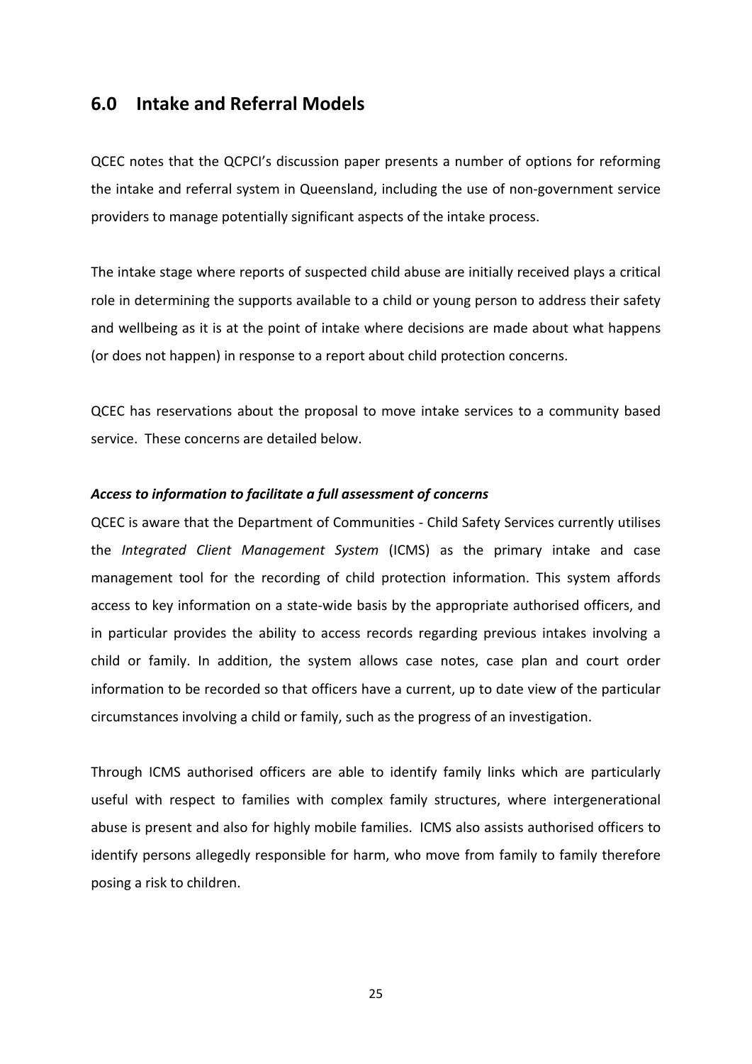## 6.0 Intake and Referral Models

QCEC notes that the QCPCI's discussion paper presents a number of options for reforming the intake and referral system in Queensland, including the use of non-government service providers to manage potentially significant aspects of the intake process.

The intake stage where reports of suspected child abuse are initially received plays a critical role in determining the supports available to a child or young person to address their safety and wellbeing as it is at the point of intake where decisions are made about what happens (or does not happen) in response to a report about child protection concerns.

QCEC has reservations about the proposal to move intake services to a community based service. These concerns are detailed below.

***Access to information to facilitate a full assessment of concerns***

QCEC is aware that the Department of Communities - Child Safety Services currently utilises the *Integrated Client Management System* (ICMS) as the primary intake and case management tool for the recording of child protection information. This system affords access to key information on a state-wide basis by the appropriate authorised officers, and in particular provides the ability to access records regarding previous intakes involving a child or family. In addition, the system allows case notes, case plan and court order information to be recorded so that officers have a current, up to date view of the particular circumstances involving a child or family, such as the progress of an investigation.

Through ICMS authorised officers are able to identify family links which are particularly useful with respect to families with complex family structures, where intergenerational abuse is present and also for highly mobile families. ICMS also assists authorised officers to identify persons allegedly responsible for harm, who move from family to family therefore posing a risk to children.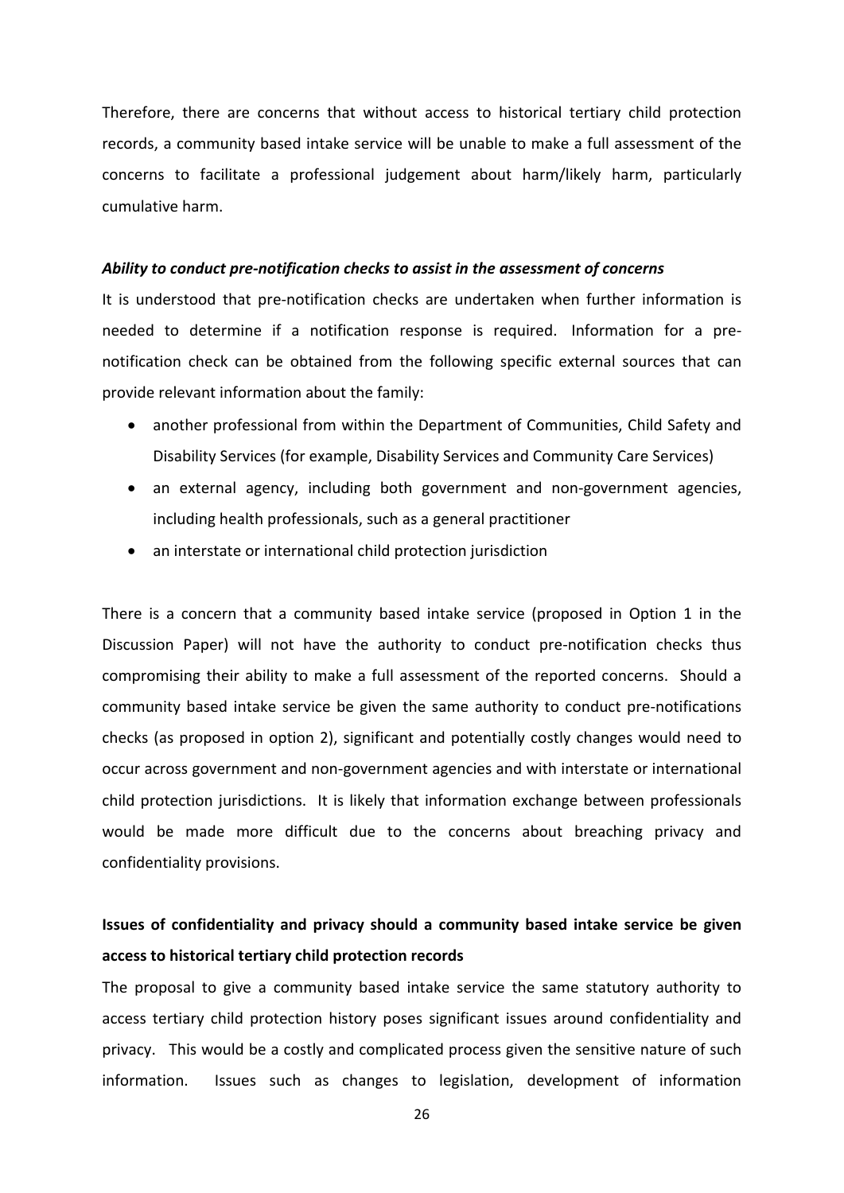Therefore, there are concerns that without access to historical tertiary child protection records, a community based intake service will be unable to make a full assessment of the concerns to facilitate a professional judgement about harm/likely harm, particularly cumulative harm.

***Ability to conduct pre-notification checks to assist in the assessment of concerns***

It is understood that pre-notification checks are undertaken when further information is needed to determine if a notification response is required. Information for a pre-notification check can be obtained from the following specific external sources that can provide relevant information about the family:

- another professional from within the Department of Communities, Child Safety and Disability Services (for example, Disability Services and Community Care Services)
- an external agency, including both government and non-government agencies, including health professionals, such as a general practitioner
- an interstate or international child protection jurisdiction

There is a concern that a community based intake service (proposed in Option 1 in the Discussion Paper) will not have the authority to conduct pre-notification checks thus compromising their ability to make a full assessment of the reported concerns. Should a community based intake service be given the same authority to conduct pre-notifications checks (as proposed in option 2), significant and potentially costly changes would need to occur across government and non-government agencies and with interstate or international child protection jurisdictions. It is likely that information exchange between professionals would be made more difficult due to the concerns about breaching privacy and confidentiality provisions.

**Issues of confidentiality and privacy should a community based intake service be given access to historical tertiary child protection records**

The proposal to give a community based intake service the same statutory authority to access tertiary child protection history poses significant issues around confidentiality and privacy. This would be a costly and complicated process given the sensitive nature of such information. Issues such as changes to legislation, development of information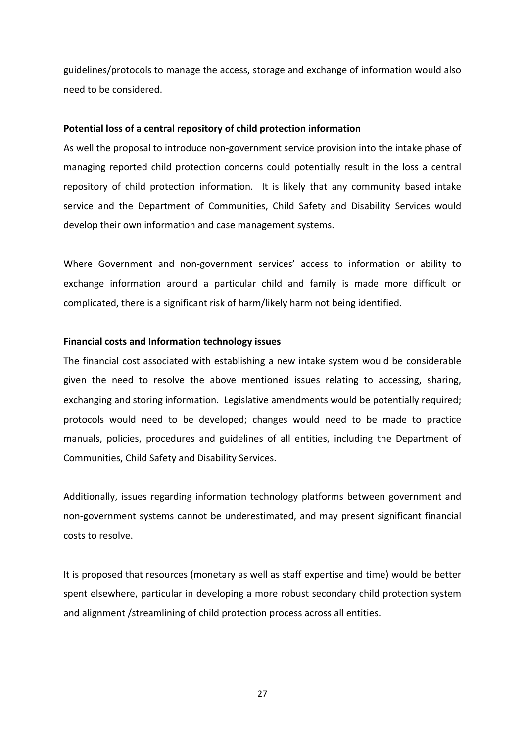guidelines/protocols to manage the access, storage and exchange of information would also need to be considered.

**Potential loss of a central repository of child protection information**

As well the proposal to introduce non-government service provision into the intake phase of managing reported child protection concerns could potentially result in the loss a central repository of child protection information. It is likely that any community based intake service and the Department of Communities, Child Safety and Disability Services would develop their own information and case management systems.

Where Government and non-government services' access to information or ability to exchange information around a particular child and family is made more difficult or complicated, there is a significant risk of harm/likely harm not being identified.

**Financial costs and Information technology issues**

The financial cost associated with establishing a new intake system would be considerable given the need to resolve the above mentioned issues relating to accessing, sharing, exchanging and storing information. Legislative amendments would be potentially required; protocols would need to be developed; changes would need to be made to practice manuals, policies, procedures and guidelines of all entities, including the Department of Communities, Child Safety and Disability Services.

Additionally, issues regarding information technology platforms between government and non-government systems cannot be underestimated, and may present significant financial costs to resolve.

It is proposed that resources (monetary as well as staff expertise and time) would be better spent elsewhere, particular in developing a more robust secondary child protection system and alignment /streamlining of child protection process across all entities.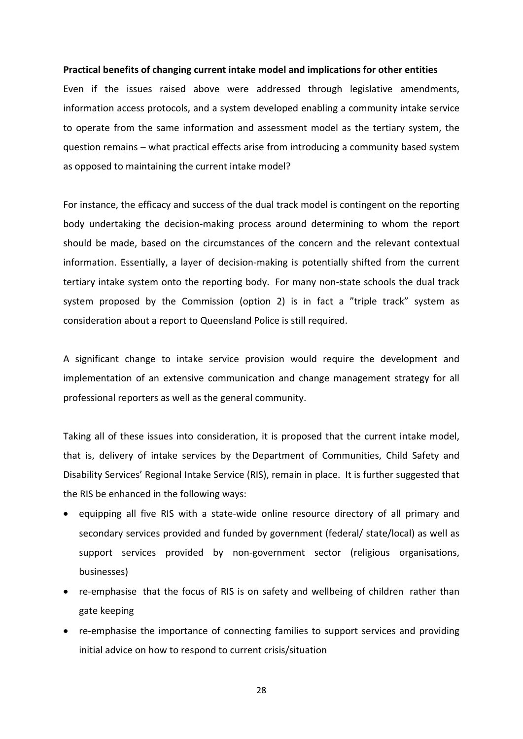**Practical benefits of changing current intake model and implications for other entities**

Even if the issues raised above were addressed through legislative amendments, information access protocols, and a system developed enabling a community intake service to operate from the same information and assessment model as the tertiary system, the question remains – what practical effects arise from introducing a community based system as opposed to maintaining the current intake model?

For instance, the efficacy and success of the dual track model is contingent on the reporting body undertaking the decision-making process around determining to whom the report should be made, based on the circumstances of the concern and the relevant contextual information. Essentially, a layer of decision-making is potentially shifted from the current tertiary intake system onto the reporting body. For many non-state schools the dual track system proposed by the Commission (option 2) is in fact a "triple track" system as consideration about a report to Queensland Police is still required.

A significant change to intake service provision would require the development and implementation of an extensive communication and change management strategy for all professional reporters as well as the general community.

Taking all of these issues into consideration, it is proposed that the current intake model, that is, delivery of intake services by the Department of Communities, Child Safety and Disability Services' Regional Intake Service (RIS), remain in place. It is further suggested that the RIS be enhanced in the following ways:

- equipping all five RIS with a state-wide online resource directory of all primary and secondary services provided and funded by government (federal/ state/local) as well as support services provided by non-government sector (religious organisations, businesses)
- re-emphasise that the focus of RIS is on safety and wellbeing of children rather than gate keeping
- re-emphasise the importance of connecting families to support services and providing initial advice on how to respond to current crisis/situation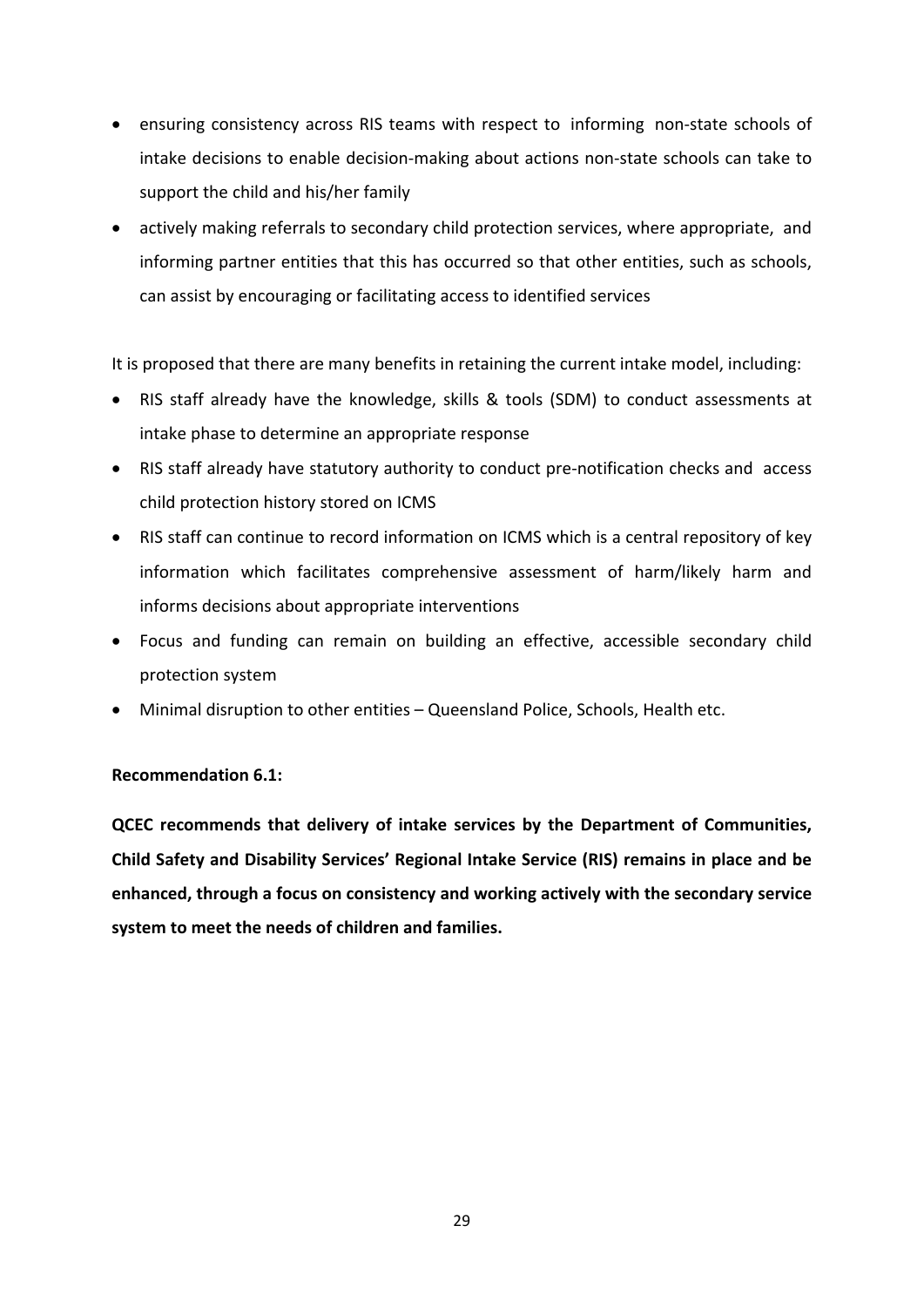- ensuring consistency across RIS teams with respect to informing non-state schools of intake decisions to enable decision-making about actions non-state schools can take to support the child and his/her family
- actively making referrals to secondary child protection services, where appropriate, and informing partner entities that this has occurred so that other entities, such as schools, can assist by encouraging or facilitating access to identified services

It is proposed that there are many benefits in retaining the current intake model, including:

- RIS staff already have the knowledge, skills & tools (SDM) to conduct assessments at intake phase to determine an appropriate response
- RIS staff already have statutory authority to conduct pre-notification checks and access child protection history stored on ICMS
- RIS staff can continue to record information on ICMS which is a central repository of key information which facilitates comprehensive assessment of harm/likely harm and informs decisions about appropriate interventions
- Focus and funding can remain on building an effective, accessible secondary child protection system
- Minimal disruption to other entities – Queensland Police, Schools, Health etc.

**Recommendation 6.1:**

**QCEC recommends that delivery of intake services by the Department of Communities, Child Safety and Disability Services' Regional Intake Service (RIS) remains in place and be enhanced, through a focus on consistency and working actively with the secondary service system to meet the needs of children and families.**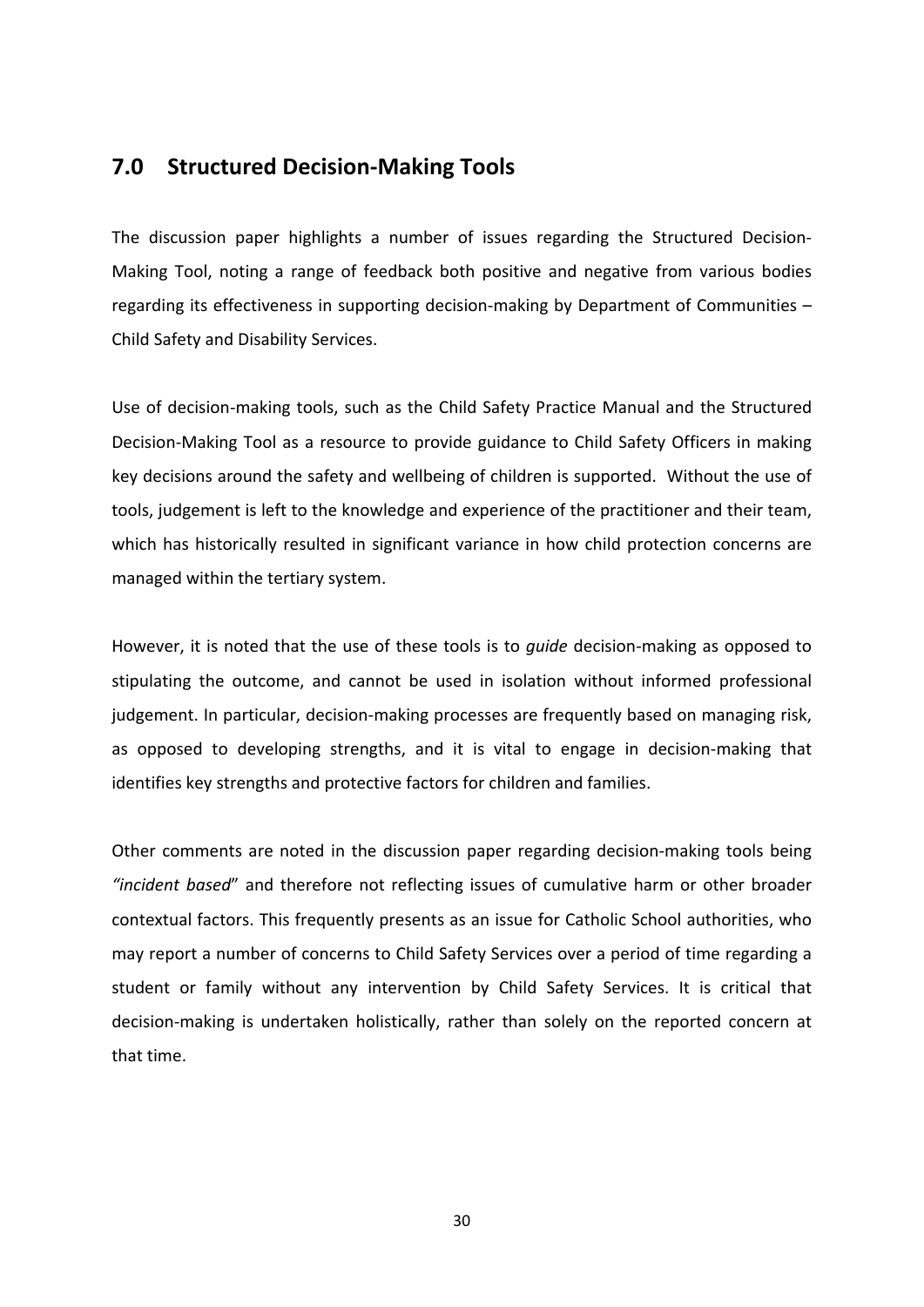## 7.0 Structured Decision-Making Tools

The discussion paper highlights a number of issues regarding the Structured Decision-Making Tool, noting a range of feedback both positive and negative from various bodies regarding its effectiveness in supporting decision-making by Department of Communities – Child Safety and Disability Services.

Use of decision-making tools, such as the Child Safety Practice Manual and the Structured Decision-Making Tool as a resource to provide guidance to Child Safety Officers in making key decisions around the safety and wellbeing of children is supported. Without the use of tools, judgement is left to the knowledge and experience of the practitioner and their team, which has historically resulted in significant variance in how child protection concerns are managed within the tertiary system.

However, it is noted that the use of these tools is to *guide* decision-making as opposed to stipulating the outcome, and cannot be used in isolation without informed professional judgement. In particular, decision-making processes are frequently based on managing risk, as opposed to developing strengths, and it is vital to engage in decision-making that identifies key strengths and protective factors for children and families.

Other comments are noted in the discussion paper regarding decision-making tools being *"incident based*" and therefore not reflecting issues of cumulative harm or other broader contextual factors. This frequently presents as an issue for Catholic School authorities, who may report a number of concerns to Child Safety Services over a period of time regarding a student or family without any intervention by Child Safety Services. It is critical that decision-making is undertaken holistically, rather than solely on the reported concern at that time.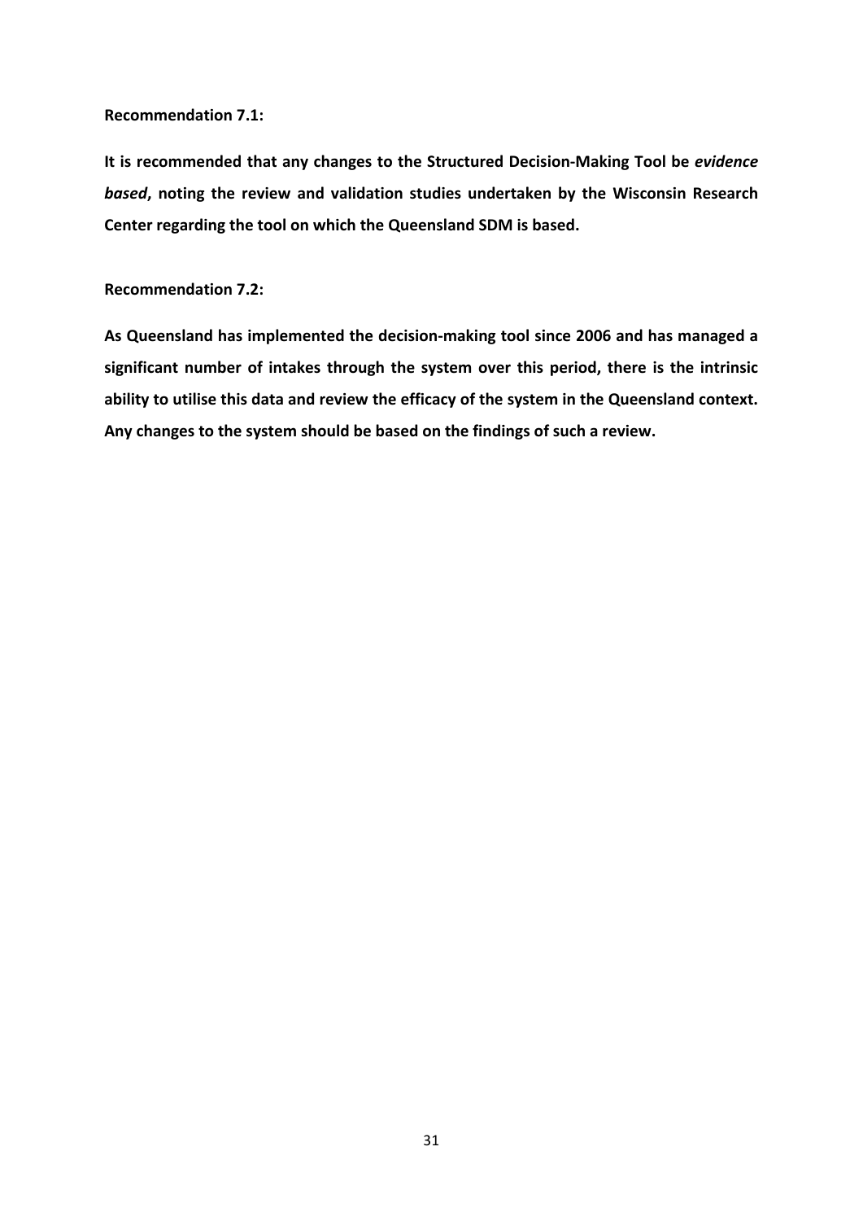**Recommendation 7.1:**

**It is recommended that any changes to the Structured Decision-Making Tool be *evidence based*, noting the review and validation studies undertaken by the Wisconsin Research Center regarding the tool on which the Queensland SDM is based.**

**Recommendation 7.2:**

**As Queensland has implemented the decision-making tool since 2006 and has managed a significant number of intakes through the system over this period, there is the intrinsic ability to utilise this data and review the efficacy of the system in the Queensland context. Any changes to the system should be based on the findings of such a review.**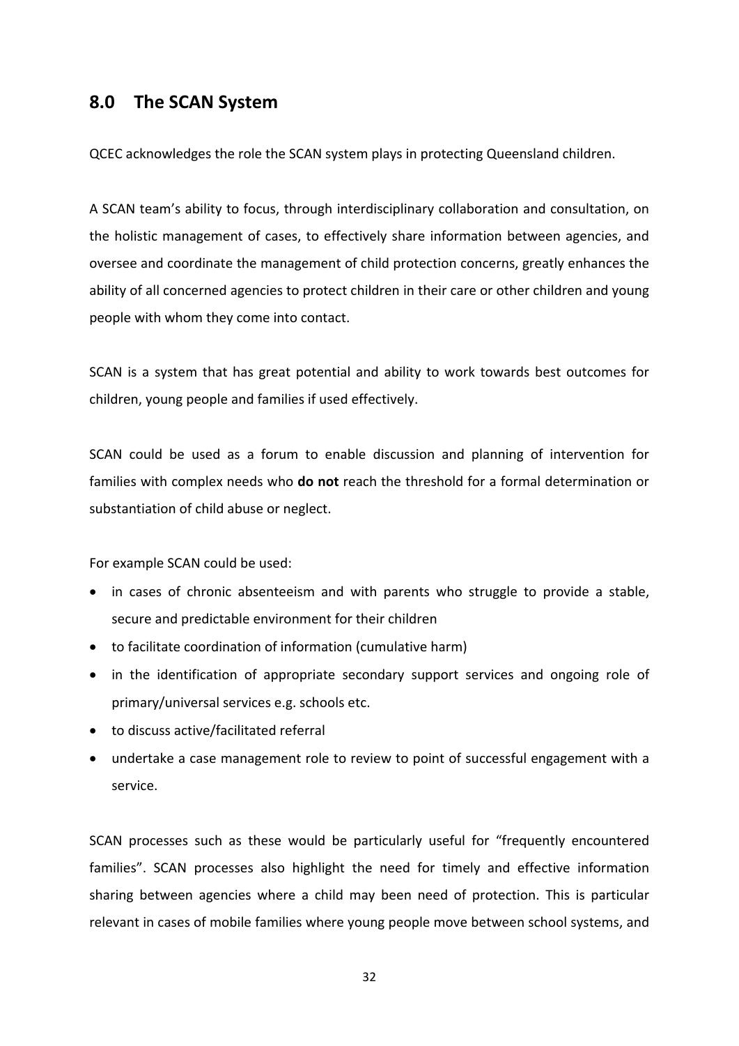## 8.0 The SCAN System

QCEC acknowledges the role the SCAN system plays in protecting Queensland children.

A SCAN team's ability to focus, through interdisciplinary collaboration and consultation, on the holistic management of cases, to effectively share information between agencies, and oversee and coordinate the management of child protection concerns, greatly enhances the ability of all concerned agencies to protect children in their care or other children and young people with whom they come into contact.

SCAN is a system that has great potential and ability to work towards best outcomes for children, young people and families if used effectively.

SCAN could be used as a forum to enable discussion and planning of intervention for families with complex needs who **do not** reach the threshold for a formal determination or substantiation of child abuse or neglect.

For example SCAN could be used:

- in cases of chronic absenteeism and with parents who struggle to provide a stable, secure and predictable environment for their children
- to facilitate coordination of information (cumulative harm)
- in the identification of appropriate secondary support services and ongoing role of primary/universal services e.g. schools etc.
- to discuss active/facilitated referral
- undertake a case management role to review to point of successful engagement with a service.

SCAN processes such as these would be particularly useful for "frequently encountered families". SCAN processes also highlight the need for timely and effective information sharing between agencies where a child may been need of protection. This is particular relevant in cases of mobile families where young people move between school systems, and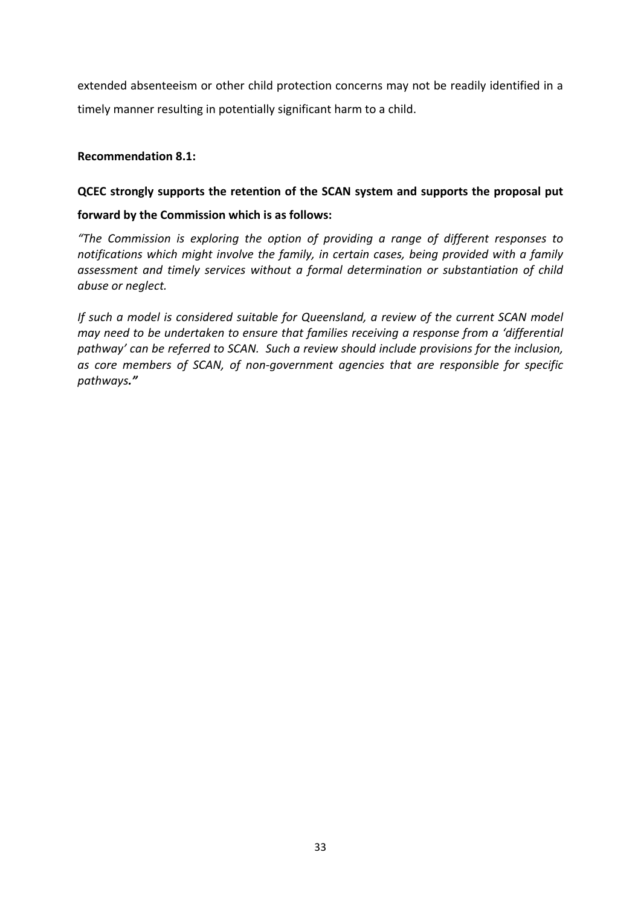extended absenteeism or other child protection concerns may not be readily identified in a timely manner resulting in potentially significant harm to a child.

**Recommendation 8.1:**

**QCEC strongly supports the retention of the SCAN system and supports the proposal put forward by the Commission which is as follows:**

*"The Commission is exploring the option of providing a range of different responses to notifications which might involve the family, in certain cases, being provided with a family assessment and timely services without a formal determination or substantiation of child abuse or neglect.*

*If such a model is considered suitable for Queensland, a review of the current SCAN model may need to be undertaken to ensure that families receiving a response from a 'differential pathway' can be referred to SCAN. Such a review should include provisions for the inclusion, as core members of SCAN, of non-government agencies that are responsible for specific pathways."*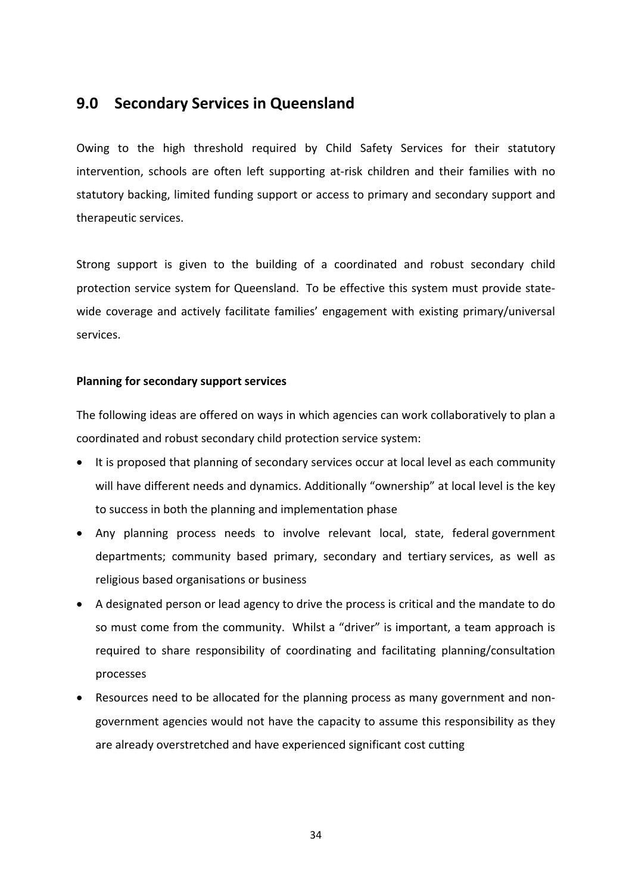## 9.0 Secondary Services in Queensland

Owing to the high threshold required by Child Safety Services for their statutory intervention, schools are often left supporting at-risk children and their families with no statutory backing, limited funding support or access to primary and secondary support and therapeutic services.

Strong support is given to the building of a coordinated and robust secondary child protection service system for Queensland. To be effective this system must provide state-wide coverage and actively facilitate families' engagement with existing primary/universal services.

**Planning for secondary support services**

The following ideas are offered on ways in which agencies can work collaboratively to plan a coordinated and robust secondary child protection service system:

- It is proposed that planning of secondary services occur at local level as each community will have different needs and dynamics. Additionally "ownership" at local level is the key to success in both the planning and implementation phase
- Any planning process needs to involve relevant local, state, federal government departments; community based primary, secondary and tertiary services, as well as religious based organisations or business
- A designated person or lead agency to drive the process is critical and the mandate to do so must come from the community. Whilst a "driver" is important, a team approach is required to share responsibility of coordinating and facilitating planning/consultation processes
- Resources need to be allocated for the planning process as many government and non-government agencies would not have the capacity to assume this responsibility as they are already overstretched and have experienced significant cost cutting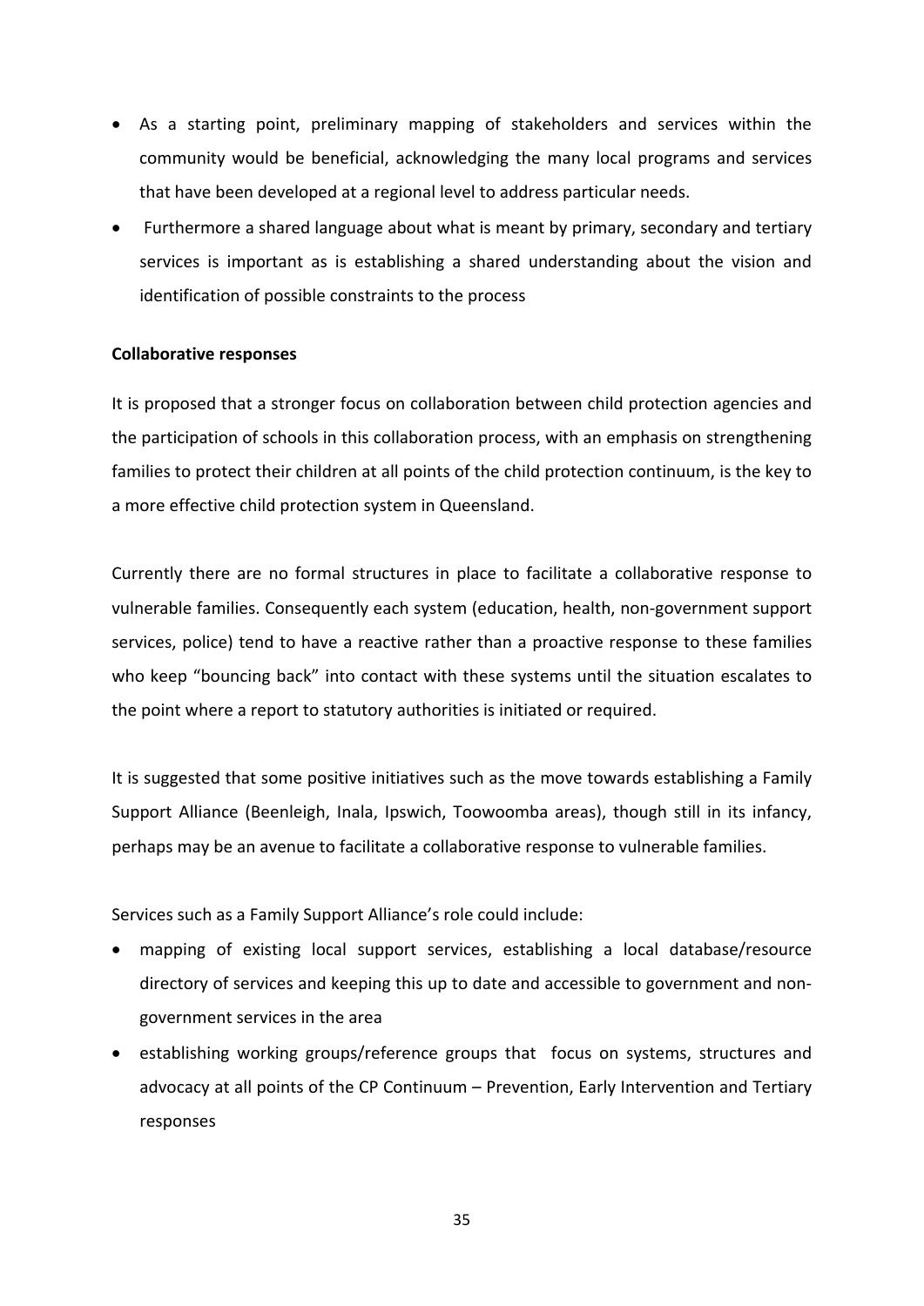- As a starting point, preliminary mapping of stakeholders and services within the community would be beneficial, acknowledging the many local programs and services that have been developed at a regional level to address particular needs.
- Furthermore a shared language about what is meant by primary, secondary and tertiary services is important as is establishing a shared understanding about the vision and identification of possible constraints to the process

**Collaborative responses**

It is proposed that a stronger focus on collaboration between child protection agencies and the participation of schools in this collaboration process, with an emphasis on strengthening families to protect their children at all points of the child protection continuum, is the key to a more effective child protection system in Queensland.

Currently there are no formal structures in place to facilitate a collaborative response to vulnerable families. Consequently each system (education, health, non-government support services, police) tend to have a reactive rather than a proactive response to these families who keep "bouncing back" into contact with these systems until the situation escalates to the point where a report to statutory authorities is initiated or required.

It is suggested that some positive initiatives such as the move towards establishing a Family Support Alliance (Beenleigh, Inala, Ipswich, Toowoomba areas), though still in its infancy, perhaps may be an avenue to facilitate a collaborative response to vulnerable families.

Services such as a Family Support Alliance's role could include:

- mapping of existing local support services, establishing a local database/resource directory of services and keeping this up to date and accessible to government and non-government services in the area
- establishing working groups/reference groups that focus on systems, structures and advocacy at all points of the CP Continuum – Prevention, Early Intervention and Tertiary responses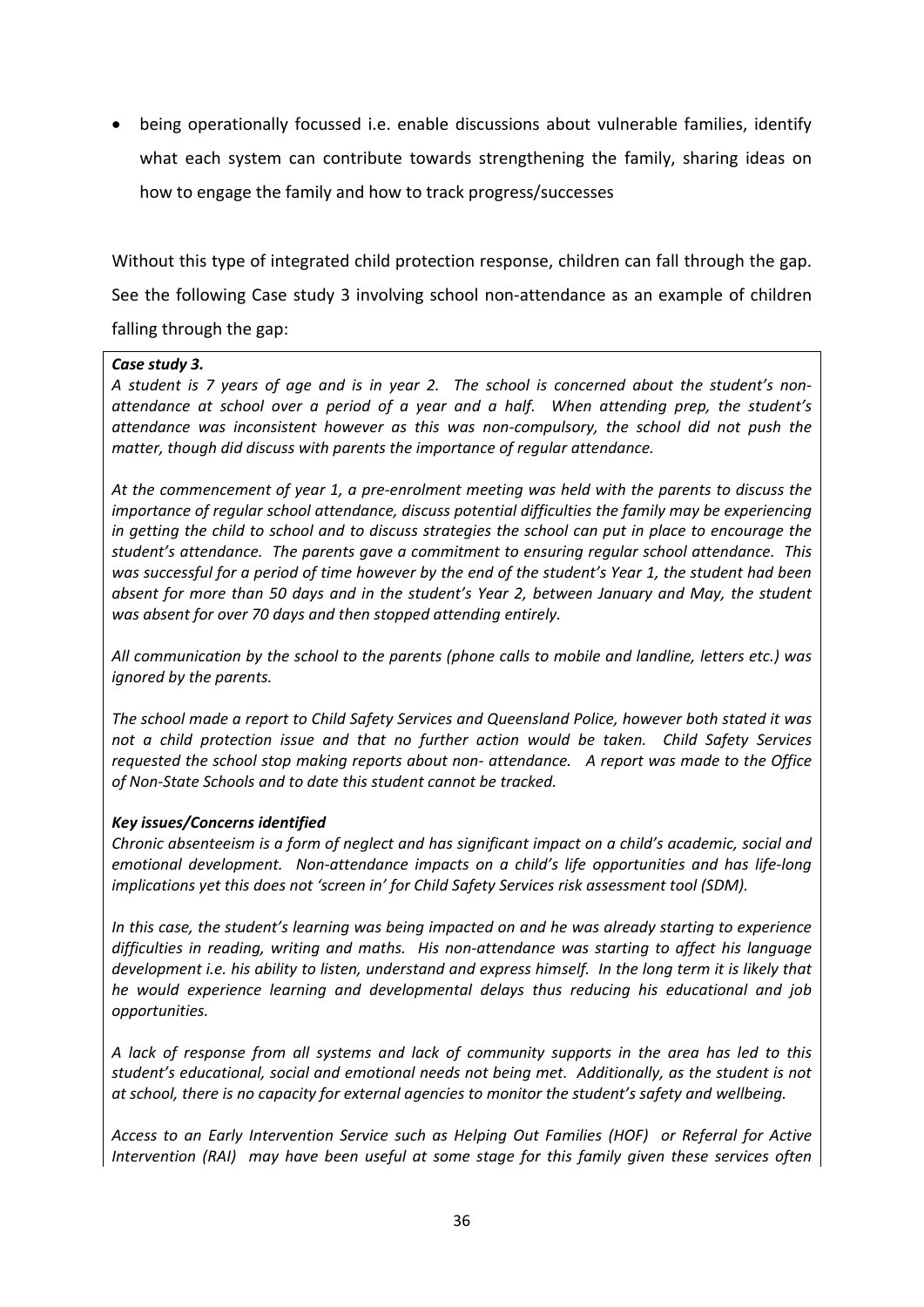- being operationally focussed i.e. enable discussions about vulnerable families, identify what each system can contribute towards strengthening the family, sharing ideas on how to engage the family and how to track progress/successes

Without this type of integrated child protection response, children can fall through the gap. See the following Case study 3 involving school non-attendance as an example of children falling through the gap:

***Case study 3.***

*A student is 7 years of age and is in year 2. The school is concerned about the student's non-attendance at school over a period of a year and a half. When attending prep, the student's attendance was inconsistent however as this was non-compulsory, the school did not push the matter, though did discuss with parents the importance of regular attendance.*

*At the commencement of year 1, a pre-enrolment meeting was held with the parents to discuss the importance of regular school attendance, discuss potential difficulties the family may be experiencing in getting the child to school and to discuss strategies the school can put in place to encourage the student's attendance. The parents gave a commitment to ensuring regular school attendance. This was successful for a period of time however by the end of the student's Year 1, the student had been absent for more than 50 days and in the student's Year 2, between January and May, the student was absent for over 70 days and then stopped attending entirely.*

*All communication by the school to the parents (phone calls to mobile and landline, letters etc.) was ignored by the parents.*

*The school made a report to Child Safety Services and Queensland Police, however both stated it was not a child protection issue and that no further action would be taken. Child Safety Services requested the school stop making reports about non- attendance. A report was made to the Office of Non-State Schools and to date this student cannot be tracked.*

***Key issues/Concerns identified***

*Chronic absenteeism is a form of neglect and has significant impact on a child's academic, social and emotional development. Non-attendance impacts on a child's life opportunities and has life-long implications yet this does not 'screen in' for Child Safety Services risk assessment tool (SDM).*

*In this case, the student's learning was being impacted on and he was already starting to experience difficulties in reading, writing and maths. His non-attendance was starting to affect his language development i.e. his ability to listen, understand and express himself. In the long term it is likely that he would experience learning and developmental delays thus reducing his educational and job opportunities.*

*A lack of response from all systems and lack of community supports in the area has led to this student's educational, social and emotional needs not being met. Additionally, as the student is not at school, there is no capacity for external agencies to monitor the student's safety and wellbeing.*

*Access to an Early Intervention Service such as Helping Out Families (HOF) or Referral for Active Intervention (RAI) may have been useful at some stage for this family given these services often*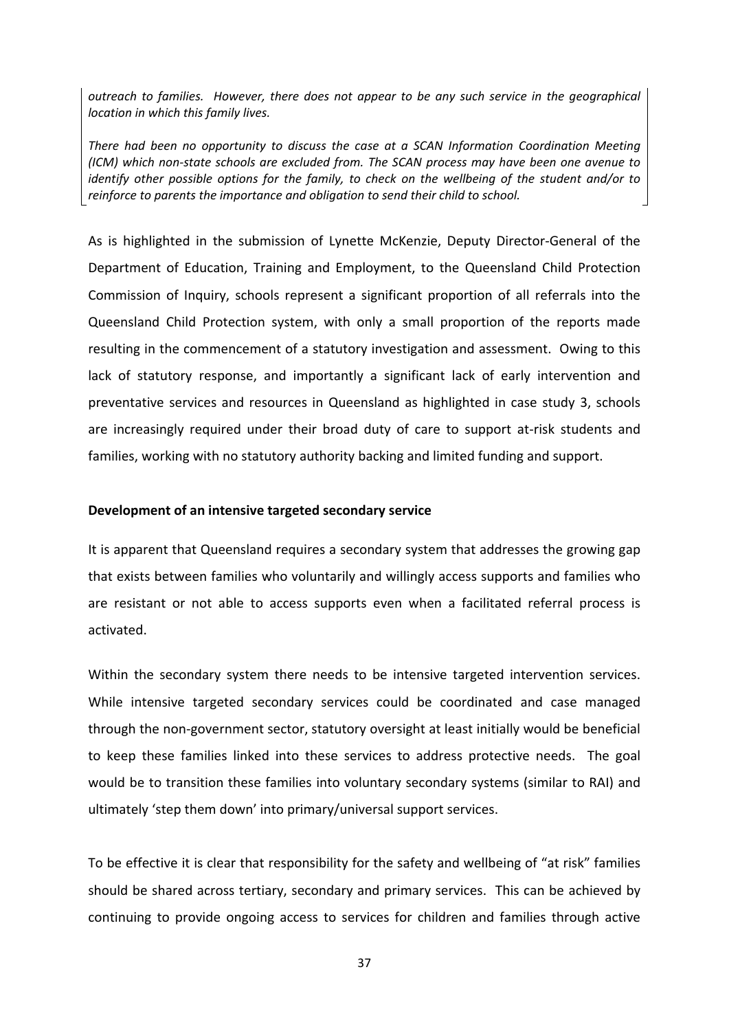*outreach to families. However, there does not appear to be any such service in the geographical location in which this family lives.*

*There had been no opportunity to discuss the case at a SCAN Information Coordination Meeting (ICM) which non-state schools are excluded from. The SCAN process may have been one avenue to identify other possible options for the family, to check on the wellbeing of the student and/or to reinforce to parents the importance and obligation to send their child to school.*

As is highlighted in the submission of Lynette McKenzie, Deputy Director-General of the Department of Education, Training and Employment, to the Queensland Child Protection Commission of Inquiry, schools represent a significant proportion of all referrals into the Queensland Child Protection system, with only a small proportion of the reports made resulting in the commencement of a statutory investigation and assessment. Owing to this lack of statutory response, and importantly a significant lack of early intervention and preventative services and resources in Queensland as highlighted in case study 3, schools are increasingly required under their broad duty of care to support at-risk students and families, working with no statutory authority backing and limited funding and support.

**Development of an intensive targeted secondary service**

It is apparent that Queensland requires a secondary system that addresses the growing gap that exists between families who voluntarily and willingly access supports and families who are resistant or not able to access supports even when a facilitated referral process is activated.

Within the secondary system there needs to be intensive targeted intervention services. While intensive targeted secondary services could be coordinated and case managed through the non-government sector, statutory oversight at least initially would be beneficial to keep these families linked into these services to address protective needs. The goal would be to transition these families into voluntary secondary systems (similar to RAI) and ultimately 'step them down' into primary/universal support services.

To be effective it is clear that responsibility for the safety and wellbeing of "at risk" families should be shared across tertiary, secondary and primary services. This can be achieved by continuing to provide ongoing access to services for children and families through active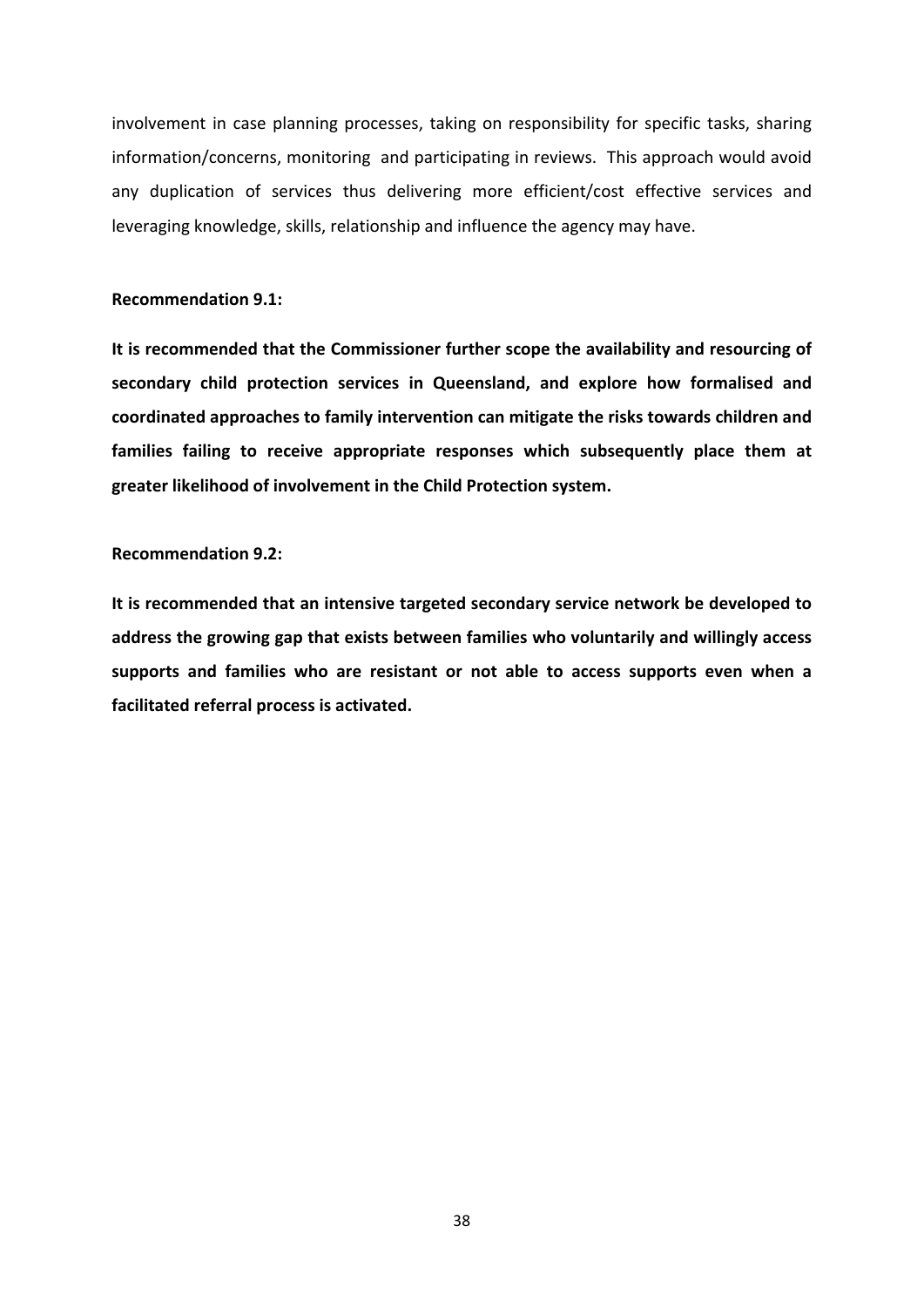involvement in case planning processes, taking on responsibility for specific tasks, sharing information/concerns, monitoring and participating in reviews. This approach would avoid any duplication of services thus delivering more efficient/cost effective services and leveraging knowledge, skills, relationship and influence the agency may have.

**Recommendation 9.1:**

**It is recommended that the Commissioner further scope the availability and resourcing of secondary child protection services in Queensland, and explore how formalised and coordinated approaches to family intervention can mitigate the risks towards children and families failing to receive appropriate responses which subsequently place them at greater likelihood of involvement in the Child Protection system.**

**Recommendation 9.2:**

**It is recommended that an intensive targeted secondary service network be developed to address the growing gap that exists between families who voluntarily and willingly access supports and families who are resistant or not able to access supports even when a facilitated referral process is activated.**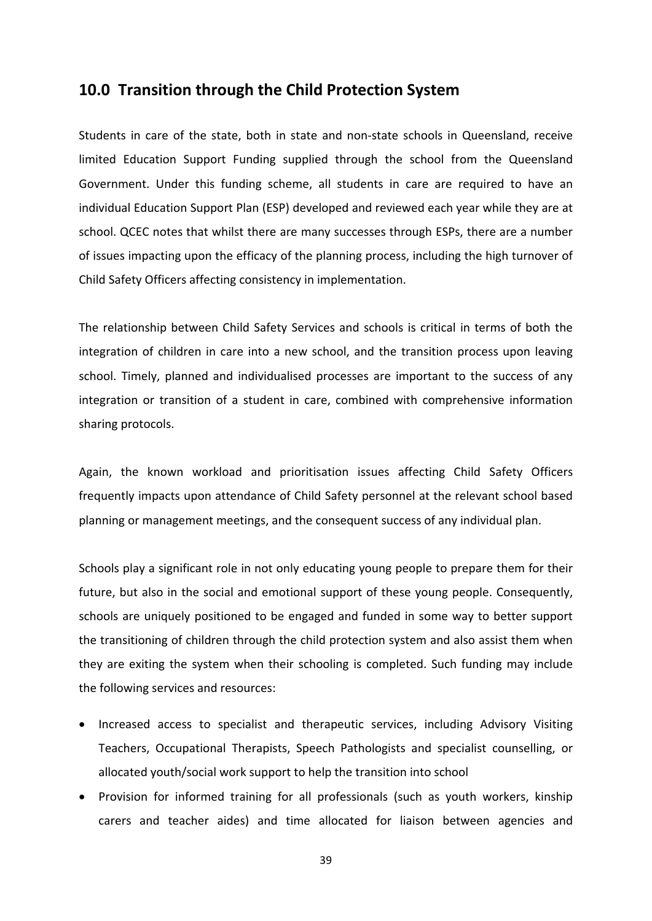## 10.0 Transition through the Child Protection System

Students in care of the state, both in state and non-state schools in Queensland, receive limited Education Support Funding supplied through the school from the Queensland Government. Under this funding scheme, all students in care are required to have an individual Education Support Plan (ESP) developed and reviewed each year while they are at school. QCEC notes that whilst there are many successes through ESPs, there are a number of issues impacting upon the efficacy of the planning process, including the high turnover of Child Safety Officers affecting consistency in implementation.

The relationship between Child Safety Services and schools is critical in terms of both the integration of children in care into a new school, and the transition process upon leaving school. Timely, planned and individualised processes are important to the success of any integration or transition of a student in care, combined with comprehensive information sharing protocols.

Again, the known workload and prioritisation issues affecting Child Safety Officers frequently impacts upon attendance of Child Safety personnel at the relevant school based planning or management meetings, and the consequent success of any individual plan.

Schools play a significant role in not only educating young people to prepare them for their future, but also in the social and emotional support of these young people. Consequently, schools are uniquely positioned to be engaged and funded in some way to better support the transitioning of children through the child protection system and also assist them when they are exiting the system when their schooling is completed. Such funding may include the following services and resources:

- Increased access to specialist and therapeutic services, including Advisory Visiting Teachers, Occupational Therapists, Speech Pathologists and specialist counselling, or allocated youth/social work support to help the transition into school
- Provision for informed training for all professionals (such as youth workers, kinship carers and teacher aides) and time allocated for liaison between agencies and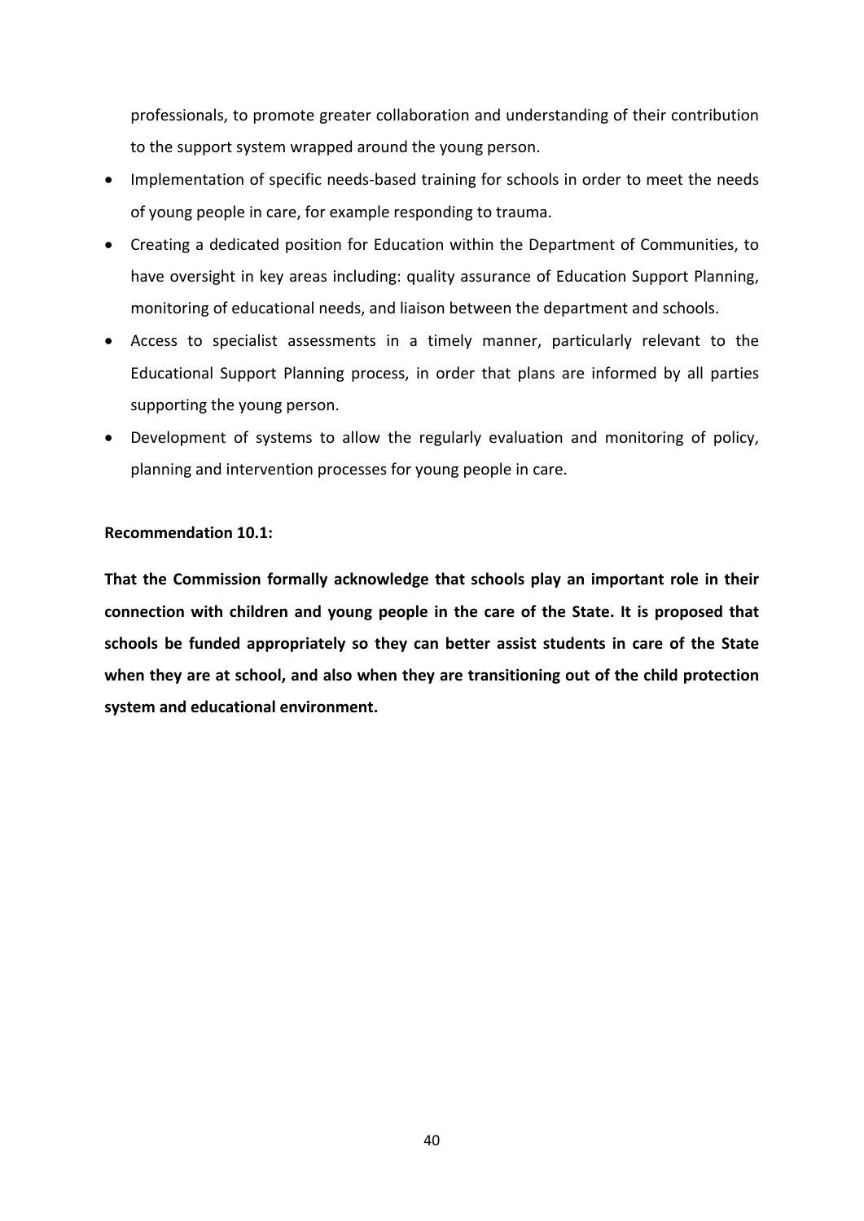professionals, to promote greater collaboration and understanding of their contribution to the support system wrapped around the young person.

- Implementation of specific needs-based training for schools in order to meet the needs of young people in care, for example responding to trauma.
- Creating a dedicated position for Education within the Department of Communities, to have oversight in key areas including: quality assurance of Education Support Planning, monitoring of educational needs, and liaison between the department and schools.
- Access to specialist assessments in a timely manner, particularly relevant to the Educational Support Planning process, in order that plans are informed by all parties supporting the young person.
- Development of systems to allow the regularly evaluation and monitoring of policy, planning and intervention processes for young people in care.

**Recommendation 10.1:**

**That the Commission formally acknowledge that schools play an important role in their connection with children and young people in the care of the State. It is proposed that schools be funded appropriately so they can better assist students in care of the State when they are at school, and also when they are transitioning out of the child protection system and educational environment.**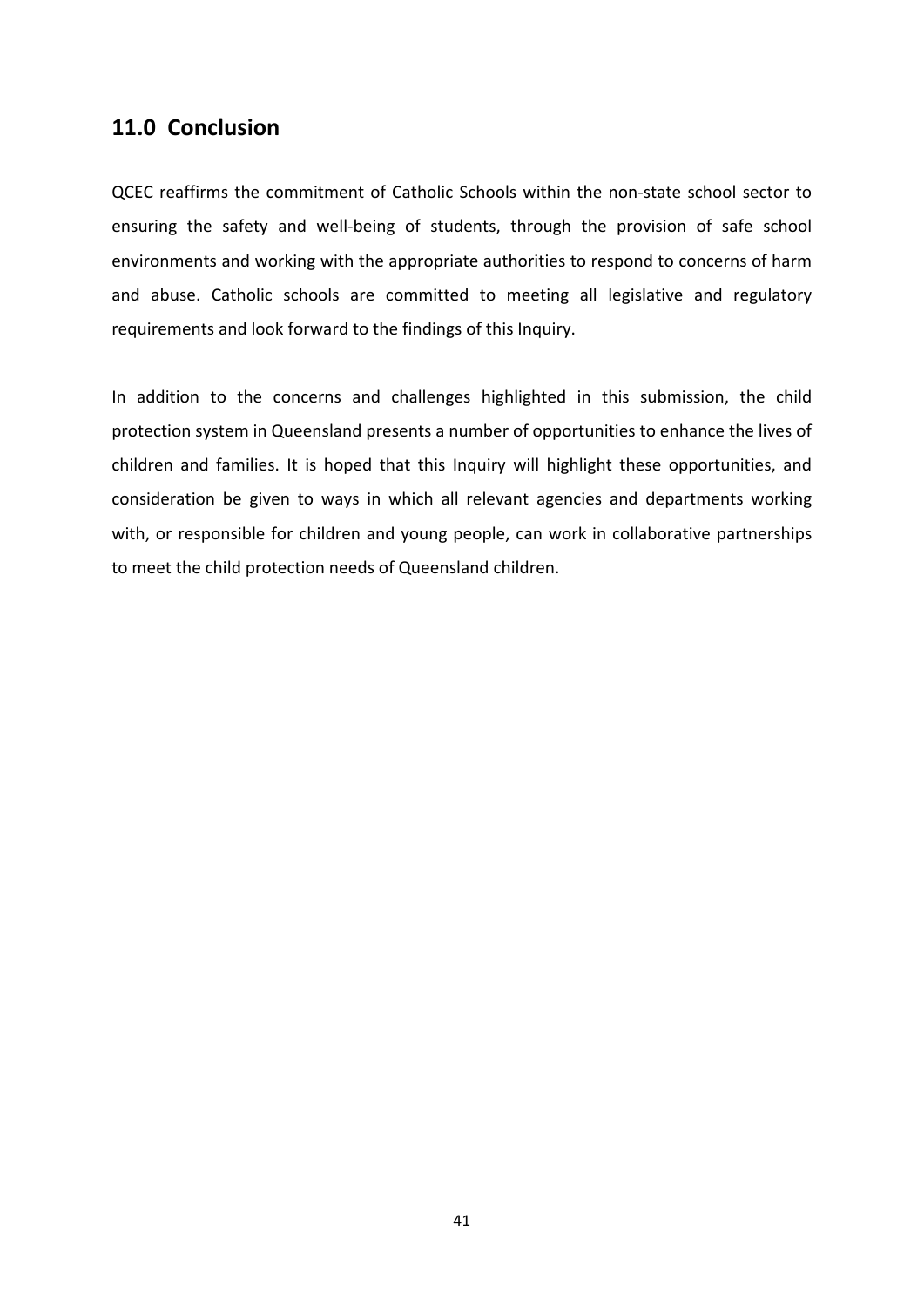## 11.0 Conclusion

QCEC reaffirms the commitment of Catholic Schools within the non-state school sector to ensuring the safety and well-being of students, through the provision of safe school environments and working with the appropriate authorities to respond to concerns of harm and abuse. Catholic schools are committed to meeting all legislative and regulatory requirements and look forward to the findings of this Inquiry.

In addition to the concerns and challenges highlighted in this submission, the child protection system in Queensland presents a number of opportunities to enhance the lives of children and families. It is hoped that this Inquiry will highlight these opportunities, and consideration be given to ways in which all relevant agencies and departments working with, or responsible for children and young people, can work in collaborative partnerships to meet the child protection needs of Queensland children.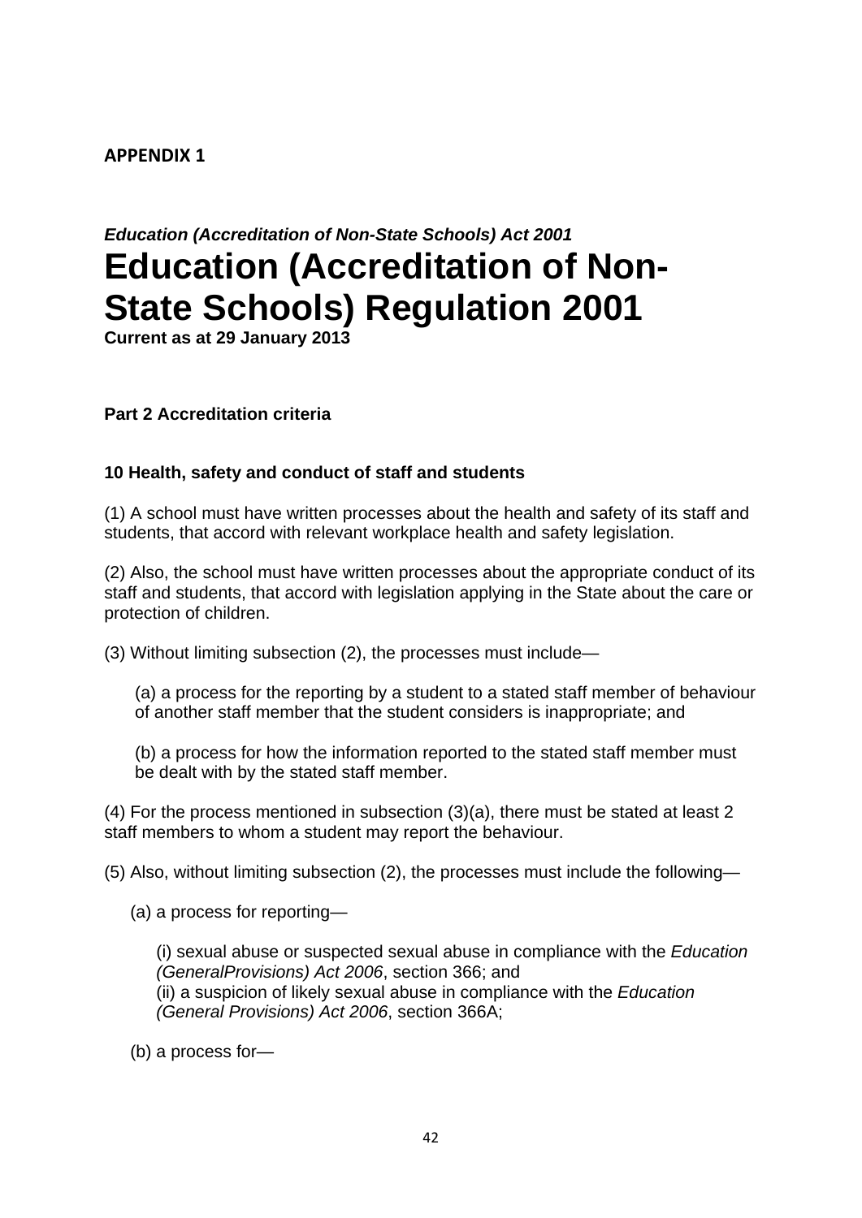**APPENDIX 1**

***Education (Accreditation of Non-State Schools) Act 2001***

# Education (Accreditation of Non-State Schools) Regulation 2001

**Current as at 29 January 2013**

**Part 2 Accreditation criteria**

**10 Health, safety and conduct of staff and students**

(1) A school must have written processes about the health and safety of its staff and students, that accord with relevant workplace health and safety legislation.

(2) Also, the school must have written processes about the appropriate conduct of its staff and students, that accord with legislation applying in the State about the care or protection of children.

(3) Without limiting subsection (2), the processes must include—

(a) a process for the reporting by a student to a stated staff member of behaviour of another staff member that the student considers is inappropriate; and

(b) a process for how the information reported to the stated staff member must be dealt with by the stated staff member.

(4) For the process mentioned in subsection (3)(a), there must be stated at least 2 staff members to whom a student may report the behaviour.

(5) Also, without limiting subsection (2), the processes must include the following—

(a) a process for reporting—

(i) sexual abuse or suspected sexual abuse in compliance with the *Education (GeneralProvisions) Act 2006*, section 366; and
(ii) a suspicion of likely sexual abuse in compliance with the *Education (General Provisions) Act 2006*, section 366A;

(b) a process for—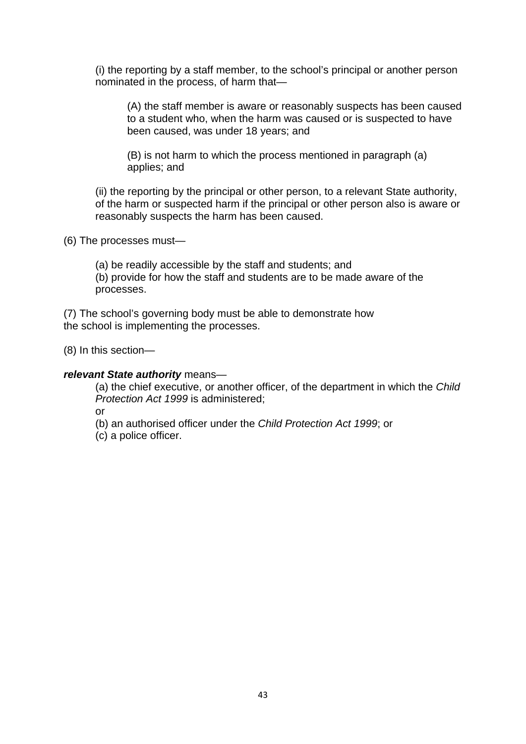(i) the reporting by a staff member, to the school's principal or another person nominated in the process, of harm that—

(A) the staff member is aware or reasonably suspects has been caused to a student who, when the harm was caused or is suspected to have been caused, was under 18 years; and

(B) is not harm to which the process mentioned in paragraph (a) applies; and

(ii) the reporting by the principal or other person, to a relevant State authority, of the harm or suspected harm if the principal or other person also is aware or reasonably suspects the harm has been caused.

(6) The processes must—

(a) be readily accessible by the staff and students; and
(b) provide for how the staff and students are to be made aware of the processes.

(7) The school's governing body must be able to demonstrate how the school is implementing the processes.

(8) In this section—

***relevant State authority*** means—

(a) the chief executive, or another officer, of the department in which the *Child Protection Act 1999* is administered;
or
(b) an authorised officer under the *Child Protection Act 1999*; or
(c) a police officer.